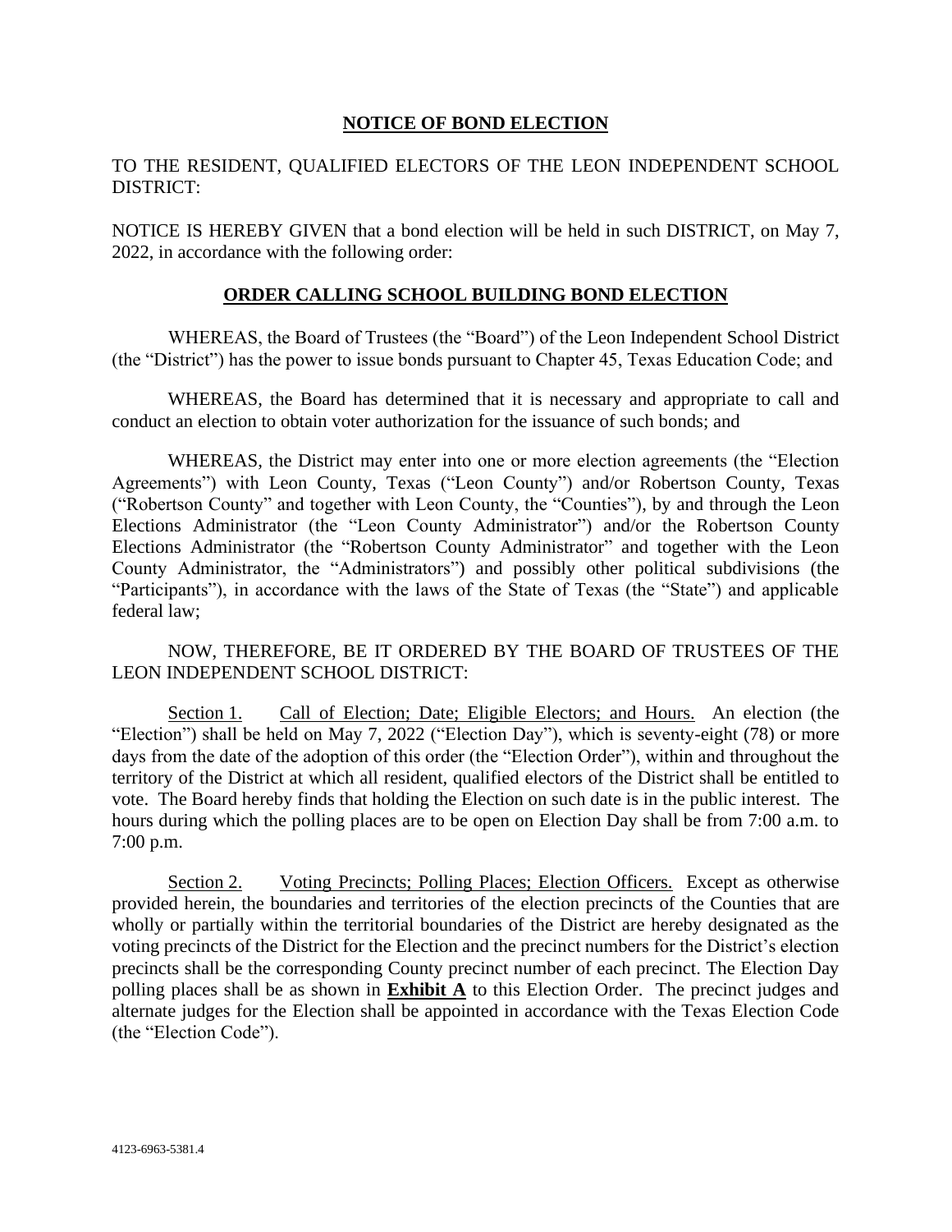**NOTICE OF BOND ELECTION**

TO THE RESIDENT, QUALIFIED ELECTORS OF THE LEON INDEPENDENT SCHOOL DISTRICT:

NOTICE IS HEREBY GIVEN that a bond election will be held in such DISTRICT, on May 7, 2022, in accordance with the following order:

**ORDER CALLING SCHOOL BUILDING BOND ELECTION**

WHEREAS, the Board of Trustees (the "Board") of the Leon Independent School District (the "District") has the power to issue bonds pursuant to Chapter 45, Texas Education Code; and

WHEREAS, the Board has determined that it is necessary and appropriate to call and conduct an election to obtain voter authorization for the issuance of such bonds; and

WHEREAS, the District may enter into one or more election agreements (the "Election Agreements") with Leon County, Texas ("Leon County") and/or Robertson County, Texas ("Robertson County" and together with Leon County, the "Counties"), by and through the Leon Elections Administrator (the "Leon County Administrator") and/or the Robertson County Elections Administrator (the "Robertson County Administrator" and together with the Leon County Administrator, the "Administrators") and possibly other political subdivisions (the "Participants"), in accordance with the laws of the State of Texas (the "State") and applicable federal law;

NOW, THEREFORE, BE IT ORDERED BY THE BOARD OF TRUSTEES OF THE LEON INDEPENDENT SCHOOL DISTRICT:

Section 1. Call of Election; Date; Eligible Electors; and Hours. An election (the "Election") shall be held on May 7, 2022 ("Election Day"), which is seventy-eight (78) or more days from the date of the adoption of this order (the "Election Order"), within and throughout the territory of the District at which all resident, qualified electors of the District shall be entitled to vote. The Board hereby finds that holding the Election on such date is in the public interest. The hours during which the polling places are to be open on Election Day shall be from 7:00 a.m. to 7:00 p.m.

Section 2. Voting Precincts; Polling Places; Election Officers. Except as otherwise provided herein, the boundaries and territories of the election precincts of the Counties that are wholly or partially within the territorial boundaries of the District are hereby designated as the voting precincts of the District for the Election and the precinct numbers for the District's election precincts shall be the corresponding County precinct number of each precinct. The Election Day polling places shall be as shown in **Exhibit A** to this Election Order. The precinct judges and alternate judges for the Election shall be appointed in accordance with the Texas Election Code (the "Election Code").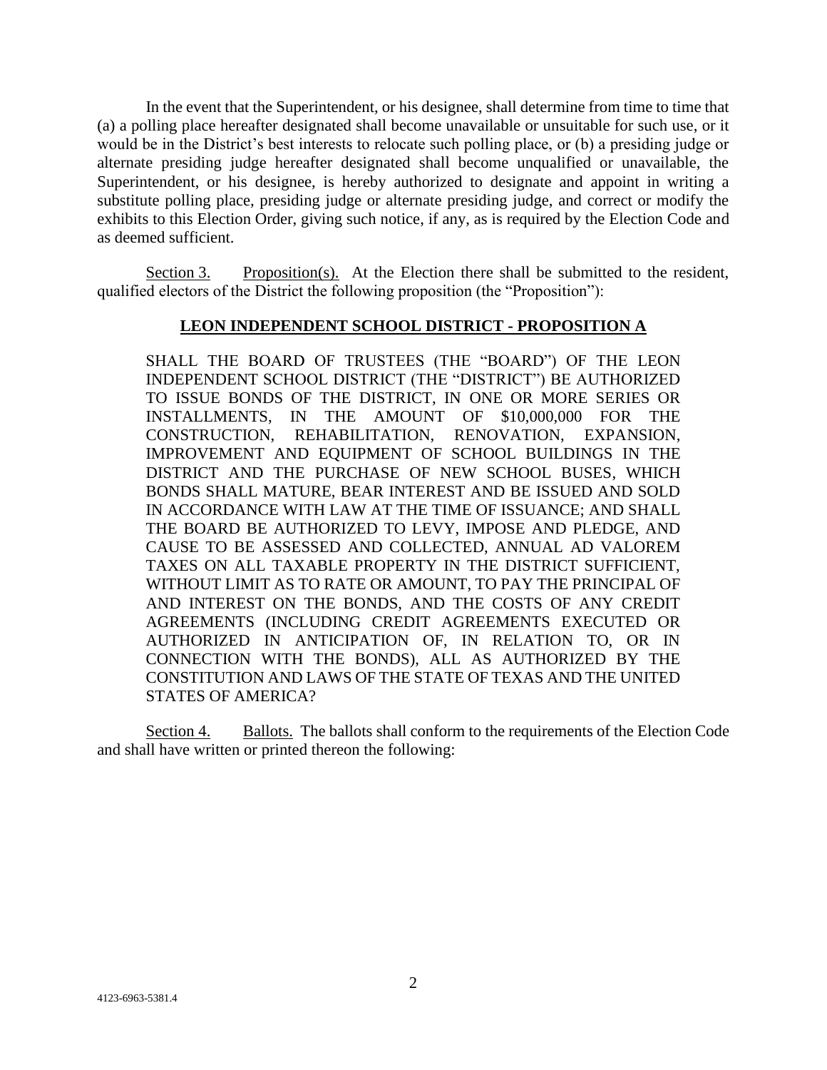In the event that the Superintendent, or his designee, shall determine from time to time that (a) a polling place hereafter designated shall become unavailable or unsuitable for such use, or it would be in the District's best interests to relocate such polling place, or (b) a presiding judge or alternate presiding judge hereafter designated shall become unqualified or unavailable, the Superintendent, or his designee, is hereby authorized to designate and appoint in writing a substitute polling place, presiding judge or alternate presiding judge, and correct or modify the exhibits to this Election Order, giving such notice, if any, as is required by the Election Code and as deemed sufficient.

Section 3. Proposition(s). At the Election there shall be submitted to the resident, qualified electors of the District the following proposition (the "Proposition"):

**LEON INDEPENDENT SCHOOL DISTRICT - PROPOSITION A**

SHALL THE BOARD OF TRUSTEES (THE "BOARD") OF THE LEON INDEPENDENT SCHOOL DISTRICT (THE "DISTRICT") BE AUTHORIZED TO ISSUE BONDS OF THE DISTRICT, IN ONE OR MORE SERIES OR INSTALLMENTS, IN THE AMOUNT OF $10,000,000 FOR THE CONSTRUCTION, REHABILITATION, RENOVATION, EXPANSION, IMPROVEMENT AND EQUIPMENT OF SCHOOL BUILDINGS IN THE DISTRICT AND THE PURCHASE OF NEW SCHOOL BUSES, WHICH BONDS SHALL MATURE, BEAR INTEREST AND BE ISSUED AND SOLD IN ACCORDANCE WITH LAW AT THE TIME OF ISSUANCE; AND SHALL THE BOARD BE AUTHORIZED TO LEVY, IMPOSE AND PLEDGE, AND CAUSE TO BE ASSESSED AND COLLECTED, ANNUAL AD VALOREM TAXES ON ALL TAXABLE PROPERTY IN THE DISTRICT SUFFICIENT, WITHOUT LIMIT AS TO RATE OR AMOUNT, TO PAY THE PRINCIPAL OF AND INTEREST ON THE BONDS, AND THE COSTS OF ANY CREDIT AGREEMENTS (INCLUDING CREDIT AGREEMENTS EXECUTED OR AUTHORIZED IN ANTICIPATION OF, IN RELATION TO, OR IN CONNECTION WITH THE BONDS), ALL AS AUTHORIZED BY THE CONSTITUTION AND LAWS OF THE STATE OF TEXAS AND THE UNITED STATES OF AMERICA?

Section 4. Ballots. The ballots shall conform to the requirements of the Election Code and shall have written or printed thereon the following: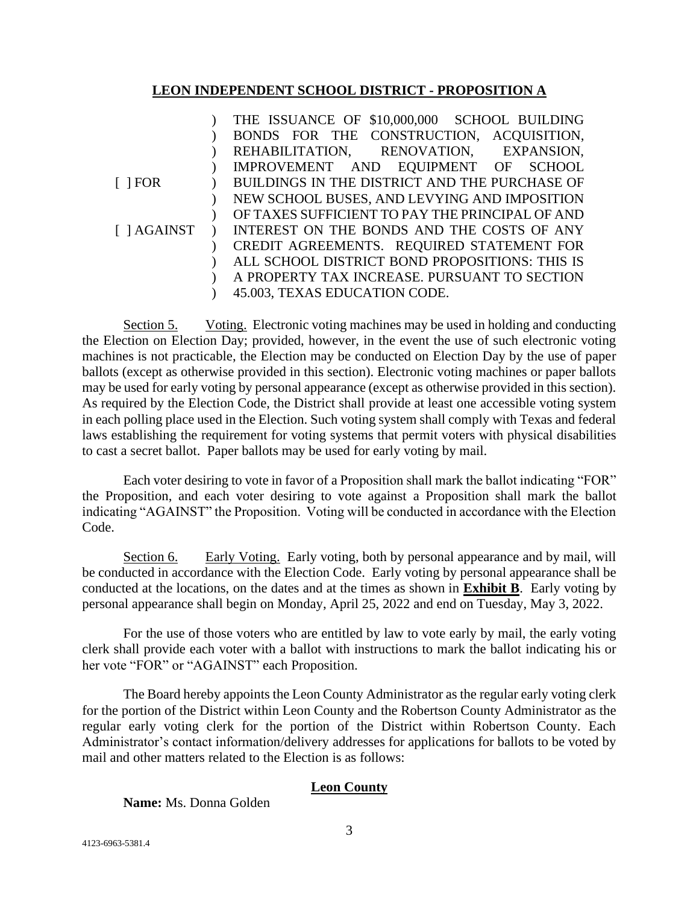**LEON INDEPENDENT SCHOOL DISTRICT - PROPOSITION A**

| | |
|---|---|
| [ ] FOR<br><br>[ ] AGAINST | THE ISSUANCE OF $10,000,000 SCHOOL BUILDING BONDS FOR THE CONSTRUCTION, ACQUISITION, REHABILITATION, RENOVATION, EXPANSION, IMPROVEMENT AND EQUIPMENT OF SCHOOL BUILDINGS IN THE DISTRICT AND THE PURCHASE OF NEW SCHOOL BUSES, AND LEVYING AND IMPOSITION OF TAXES SUFFICIENT TO PAY THE PRINCIPAL OF AND INTEREST ON THE BONDS AND THE COSTS OF ANY CREDIT AGREEMENTS. REQUIRED STATEMENT FOR ALL SCHOOL DISTRICT BOND PROPOSITIONS: THIS IS A PROPERTY TAX INCREASE. PURSUANT TO SECTION 45.003, TEXAS EDUCATION CODE. |

Section 5. Voting. Electronic voting machines may be used in holding and conducting the Election on Election Day; provided, however, in the event the use of such electronic voting machines is not practicable, the Election may be conducted on Election Day by the use of paper ballots (except as otherwise provided in this section). Electronic voting machines or paper ballots may be used for early voting by personal appearance (except as otherwise provided in this section). As required by the Election Code, the District shall provide at least one accessible voting system in each polling place used in the Election. Such voting system shall comply with Texas and federal laws establishing the requirement for voting systems that permit voters with physical disabilities to cast a secret ballot. Paper ballots may be used for early voting by mail.

Each voter desiring to vote in favor of a Proposition shall mark the ballot indicating "FOR" the Proposition, and each voter desiring to vote against a Proposition shall mark the ballot indicating "AGAINST" the Proposition. Voting will be conducted in accordance with the Election Code.

Section 6. Early Voting. Early voting, both by personal appearance and by mail, will be conducted in accordance with the Election Code. Early voting by personal appearance shall be conducted at the locations, on the dates and at the times as shown in **Exhibit B**. Early voting by personal appearance shall begin on Monday, April 25, 2022 and end on Tuesday, May 3, 2022.

For the use of those voters who are entitled by law to vote early by mail, the early voting clerk shall provide each voter with a ballot with instructions to mark the ballot indicating his or her vote "FOR" or "AGAINST" each Proposition.

The Board hereby appoints the Leon County Administrator as the regular early voting clerk for the portion of the District within Leon County and the Robertson County Administrator as the regular early voting clerk for the portion of the District within Robertson County. Each Administrator's contact information/delivery addresses for applications for ballots to be voted by mail and other matters related to the Election is as follows:

**Leon County**

**Name:** Ms. Donna Golden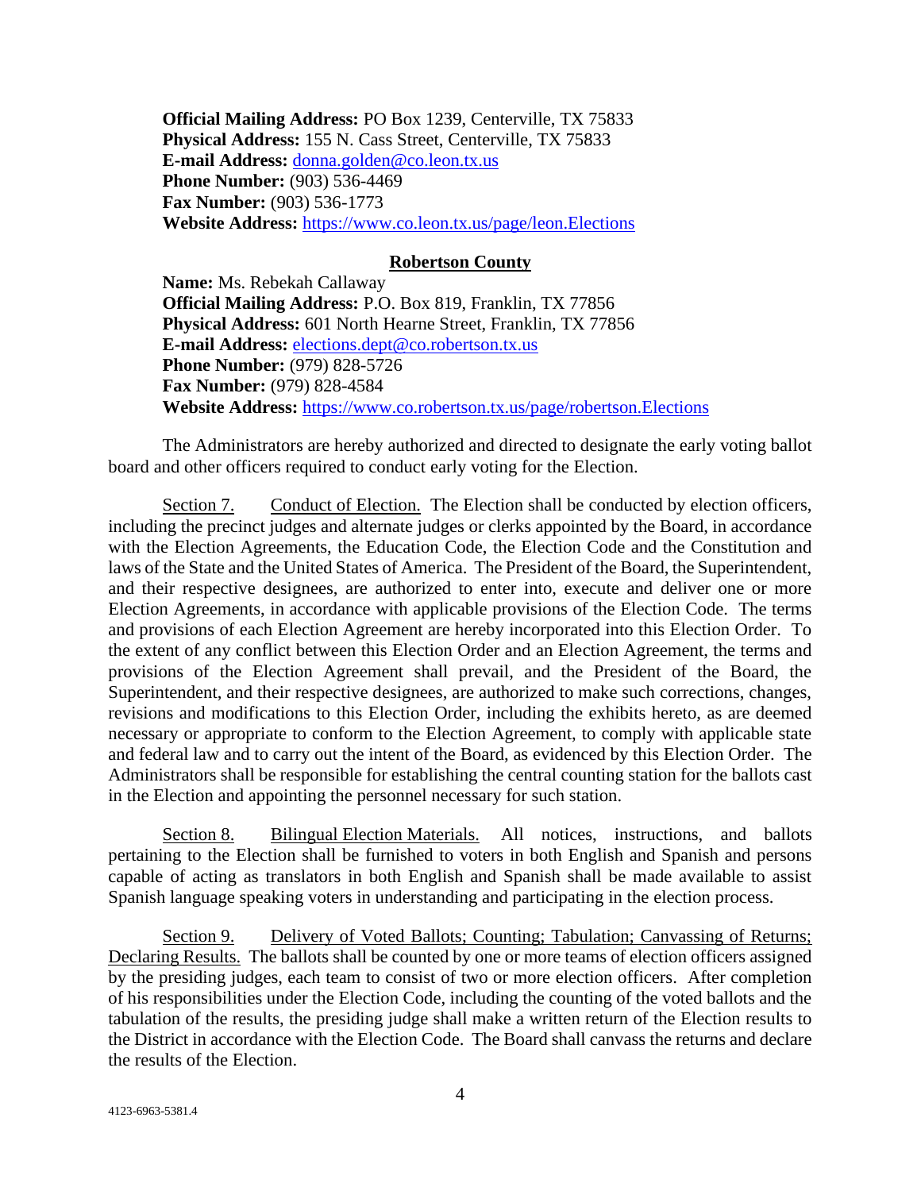**Official Mailing Address:** PO Box 1239, Centerville, TX 75833
**Physical Address:** 155 N. Cass Street, Centerville, TX 75833
**E-mail Address:** donna.golden@co.leon.tx.us
**Phone Number:** (903) 536-4469
**Fax Number:** (903) 536-1773
**Website Address:** https://www.co.leon.tx.us/page/leon.Elections

**Robertson County**

**Name:** Ms. Rebekah Callaway
**Official Mailing Address:** P.O. Box 819, Franklin, TX 77856
**Physical Address:** 601 North Hearne Street, Franklin, TX 77856
**E-mail Address:** elections.dept@co.robertson.tx.us
**Phone Number:** (979) 828-5726
**Fax Number:** (979) 828-4584
**Website Address:** https://www.co.robertson.tx.us/page/robertson.Elections

The Administrators are hereby authorized and directed to designate the early voting ballot board and other officers required to conduct early voting for the Election.

Section 7. Conduct of Election. The Election shall be conducted by election officers, including the precinct judges and alternate judges or clerks appointed by the Board, in accordance with the Election Agreements, the Education Code, the Election Code and the Constitution and laws of the State and the United States of America. The President of the Board, the Superintendent, and their respective designees, are authorized to enter into, execute and deliver one or more Election Agreements, in accordance with applicable provisions of the Election Code. The terms and provisions of each Election Agreement are hereby incorporated into this Election Order. To the extent of any conflict between this Election Order and an Election Agreement, the terms and provisions of the Election Agreement shall prevail, and the President of the Board, the Superintendent, and their respective designees, are authorized to make such corrections, changes, revisions and modifications to this Election Order, including the exhibits hereto, as are deemed necessary or appropriate to conform to the Election Agreement, to comply with applicable state and federal law and to carry out the intent of the Board, as evidenced by this Election Order. The Administrators shall be responsible for establishing the central counting station for the ballots cast in the Election and appointing the personnel necessary for such station.

Section 8. Bilingual Election Materials. All notices, instructions, and ballots pertaining to the Election shall be furnished to voters in both English and Spanish and persons capable of acting as translators in both English and Spanish shall be made available to assist Spanish language speaking voters in understanding and participating in the election process.

Section 9. Delivery of Voted Ballots; Counting; Tabulation; Canvassing of Returns; Declaring Results. The ballots shall be counted by one or more teams of election officers assigned by the presiding judges, each team to consist of two or more election officers. After completion of his responsibilities under the Election Code, including the counting of the voted ballots and the tabulation of the results, the presiding judge shall make a written return of the Election results to the District in accordance with the Election Code. The Board shall canvass the returns and declare the results of the Election.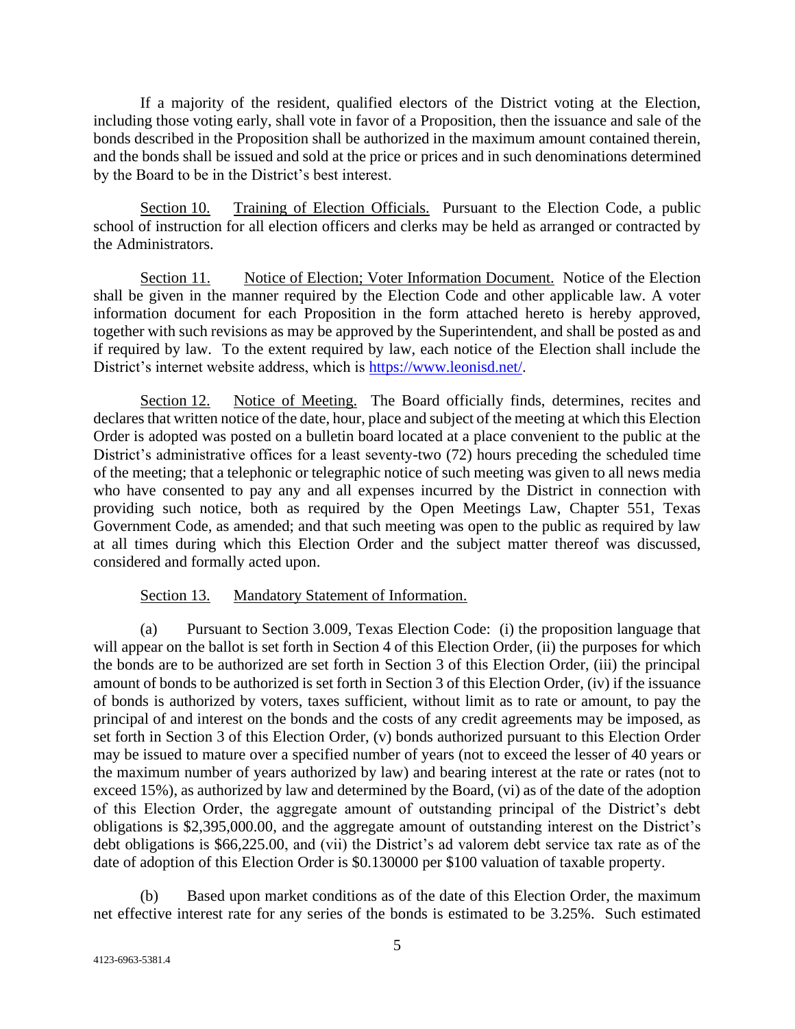If a majority of the resident, qualified electors of the District voting at the Election, including those voting early, shall vote in favor of a Proposition, then the issuance and sale of the bonds described in the Proposition shall be authorized in the maximum amount contained therein, and the bonds shall be issued and sold at the price or prices and in such denominations determined by the Board to be in the District's best interest.

Section 10. Training of Election Officials. Pursuant to the Election Code, a public school of instruction for all election officers and clerks may be held as arranged or contracted by the Administrators.

Section 11. Notice of Election; Voter Information Document. Notice of the Election shall be given in the manner required by the Election Code and other applicable law. A voter information document for each Proposition in the form attached hereto is hereby approved, together with such revisions as may be approved by the Superintendent, and shall be posted as and if required by law. To the extent required by law, each notice of the Election shall include the District's internet website address, which is https://www.leonisd.net/.

Section 12. Notice of Meeting. The Board officially finds, determines, recites and declares that written notice of the date, hour, place and subject of the meeting at which this Election Order is adopted was posted on a bulletin board located at a place convenient to the public at the District's administrative offices for a least seventy-two (72) hours preceding the scheduled time of the meeting; that a telephonic or telegraphic notice of such meeting was given to all news media who have consented to pay any and all expenses incurred by the District in connection with providing such notice, both as required by the Open Meetings Law, Chapter 551, Texas Government Code, as amended; and that such meeting was open to the public as required by law at all times during which this Election Order and the subject matter thereof was discussed, considered and formally acted upon.

Section 13. Mandatory Statement of Information.

(a) Pursuant to Section 3.009, Texas Election Code: (i) the proposition language that will appear on the ballot is set forth in Section 4 of this Election Order, (ii) the purposes for which the bonds are to be authorized are set forth in Section 3 of this Election Order, (iii) the principal amount of bonds to be authorized is set forth in Section 3 of this Election Order, (iv) if the issuance of bonds is authorized by voters, taxes sufficient, without limit as to rate or amount, to pay the principal of and interest on the bonds and the costs of any credit agreements may be imposed, as set forth in Section 3 of this Election Order, (v) bonds authorized pursuant to this Election Order may be issued to mature over a specified number of years (not to exceed the lesser of 40 years or the maximum number of years authorized by law) and bearing interest at the rate or rates (not to exceed 15%), as authorized by law and determined by the Board, (vi) as of the date of the adoption of this Election Order, the aggregate amount of outstanding principal of the District's debt obligations is $2,395,000.00, and the aggregate amount of outstanding interest on the District's debt obligations is $66,225.00, and (vii) the District's ad valorem debt service tax rate as of the date of adoption of this Election Order is $0.130000 per $100 valuation of taxable property.

(b) Based upon market conditions as of the date of this Election Order, the maximum net effective interest rate for any series of the bonds is estimated to be 3.25%. Such estimated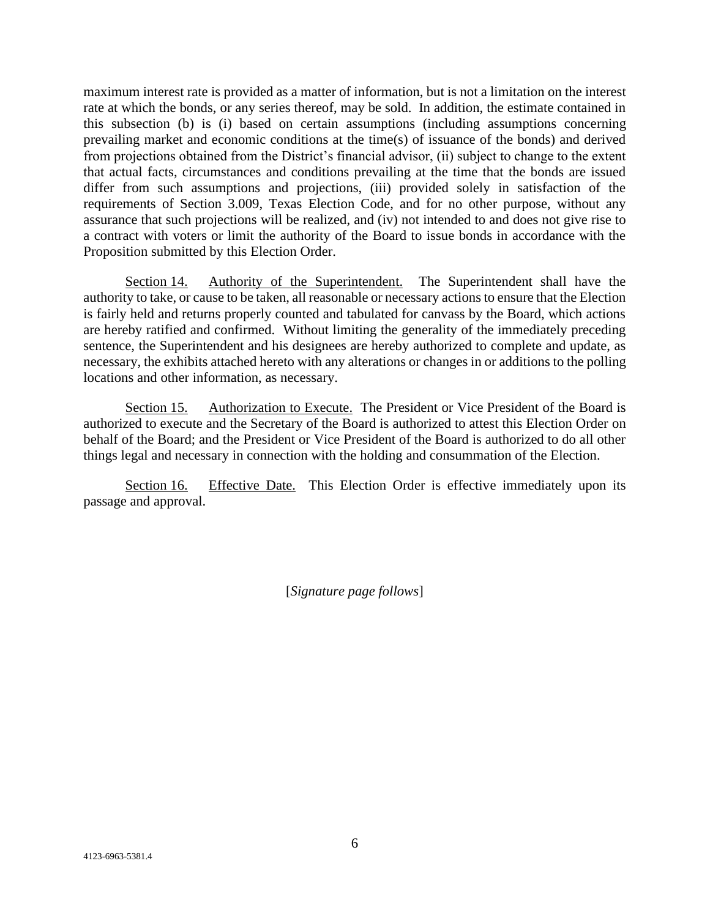maximum interest rate is provided as a matter of information, but is not a limitation on the interest rate at which the bonds, or any series thereof, may be sold. In addition, the estimate contained in this subsection (b) is (i) based on certain assumptions (including assumptions concerning prevailing market and economic conditions at the time(s) of issuance of the bonds) and derived from projections obtained from the District's financial advisor, (ii) subject to change to the extent that actual facts, circumstances and conditions prevailing at the time that the bonds are issued differ from such assumptions and projections, (iii) provided solely in satisfaction of the requirements of Section 3.009, Texas Election Code, and for no other purpose, without any assurance that such projections will be realized, and (iv) not intended to and does not give rise to a contract with voters or limit the authority of the Board to issue bonds in accordance with the Proposition submitted by this Election Order.

Section 14. Authority of the Superintendent. The Superintendent shall have the authority to take, or cause to be taken, all reasonable or necessary actions to ensure that the Election is fairly held and returns properly counted and tabulated for canvass by the Board, which actions are hereby ratified and confirmed. Without limiting the generality of the immediately preceding sentence, the Superintendent and his designees are hereby authorized to complete and update, as necessary, the exhibits attached hereto with any alterations or changes in or additions to the polling locations and other information, as necessary.

Section 15. Authorization to Execute. The President or Vice President of the Board is authorized to execute and the Secretary of the Board is authorized to attest this Election Order on behalf of the Board; and the President or Vice President of the Board is authorized to do all other things legal and necessary in connection with the holding and consummation of the Election.

Section 16. Effective Date. This Election Order is effective immediately upon its passage and approval.

[*Signature page follows*]

4123-6963-5381.4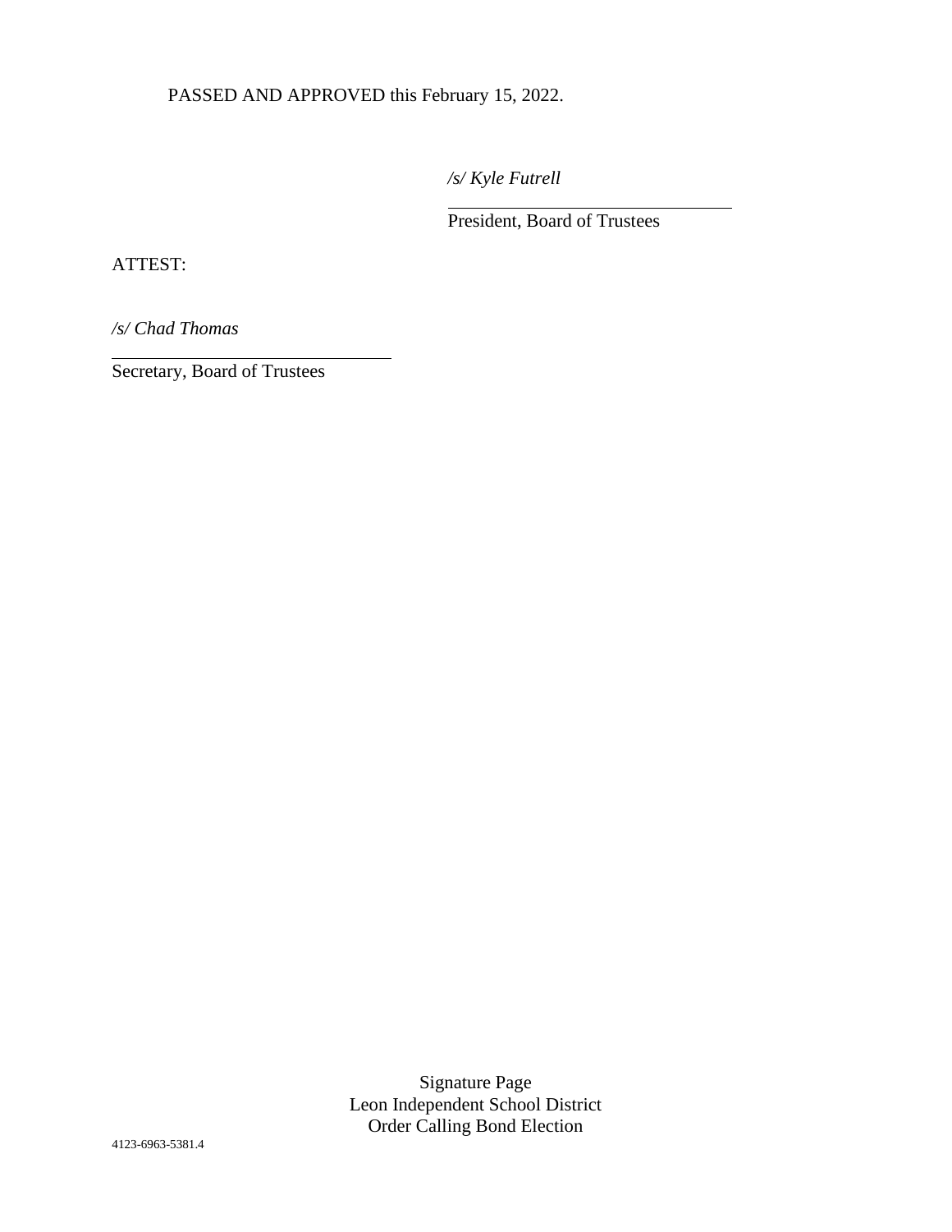PASSED AND APPROVED this February 15, 2022.

*/s/ Kyle Futrell*

President, Board of Trustees

ATTEST:

*/s/ Chad Thomas*

Secretary, Board of Trustees

Signature Page
Leon Independent School District
Order Calling Bond Election

4123-6963-5381.4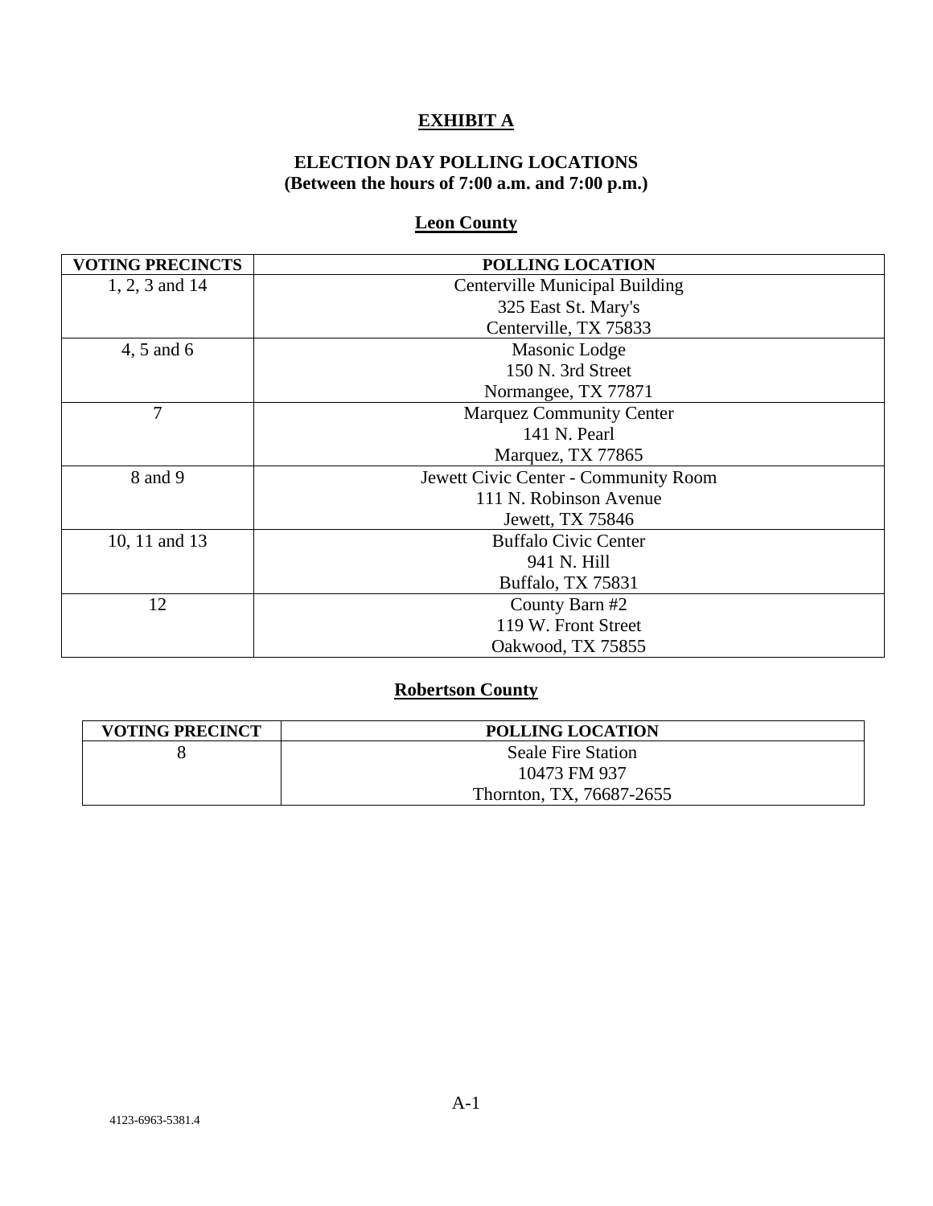# EXHIBIT A

## ELECTION DAY POLLING LOCATIONS
**(Between the hours of 7:00 a.m. and 7:00 p.m.)**

### Leon County

| VOTING PRECINCTS | POLLING LOCATION |
|---|---|
| 1, 2, 3 and 14 | Centerville Municipal Building<br>325 East St. Mary's<br>Centerville, TX 75833 |
| 4, 5 and 6 | Masonic Lodge<br>150 N. 3rd Street<br>Normangee, TX 77871 |
| 7 | Marquez Community Center<br>141 N. Pearl<br>Marquez, TX 77865 |
| 8 and 9 | Jewett Civic Center - Community Room<br>111 N. Robinson Avenue<br>Jewett, TX 75846 |
| 10, 11 and 13 | Buffalo Civic Center<br>941 N. Hill<br>Buffalo, TX 75831 |
| 12 | County Barn #2<br>119 W. Front Street<br>Oakwood, TX 75855 |

### Robertson County

| VOTING PRECINCT | POLLING LOCATION |
|---|---|
| 8 | Seale Fire Station<br>10473 FM 937<br>Thornton, TX, 76687-2655 |

4123-6963-5381.4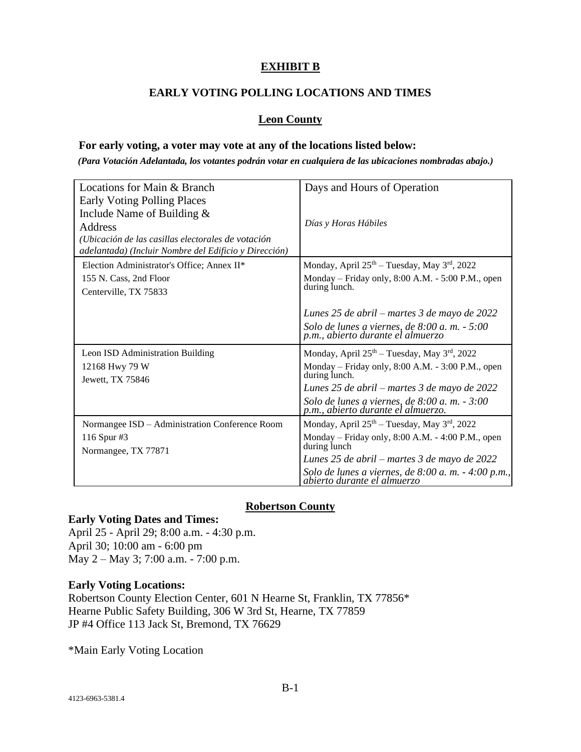# EXHIBIT B

## EARLY VOTING POLLING LOCATIONS AND TIMES

### Leon County

**For early voting, a voter may vote at any of the locations listed below:**

***(Para Votación Adelantada, los votantes podrán votar en cualquiera de las ubicaciones nombradas abajo.)***

| Locations for Main & Branch Early Voting Polling Places Include Name of Building & Address *(Ubicación de las casillas electorales de votación adelantada) (Incluir Nombre del Edificio y Dirección)* | Days and Hours of Operation *Días y Horas Hábiles* |
|---|---|
| Election Administrator's Office; Annex II* 155 N. Cass, 2nd Floor Centerville, TX 75833 | Monday, April 25th – Tuesday, May 3rd, 2022 Monday – Friday only, 8:00 A.M. - 5:00 P.M., open during lunch. *Lunes 25 de abril – martes 3 de mayo de 2022* *Solo de lunes a viernes, de 8:00 a. m. - 5:00 p.m., abierto durante el almuerzo* |
| Leon ISD Administration Building 12168 Hwy 79 W Jewett, TX 75846 | Monday, April 25th – Tuesday, May 3rd, 2022 Monday – Friday only, 8:00 A.M. - 3:00 P.M., open during lunch. *Lunes 25 de abril – martes 3 de mayo de 2022* *Solo de lunes a viernes, de 8:00 a. m. - 3:00 p.m., abierto durante el almuerzo.* |
| Normangee ISD – Administration Conference Room 116 Spur #3 Normangee, TX 77871 | Monday, April 25th – Tuesday, May 3rd, 2022 Monday – Friday only, 8:00 A.M. - 4:00 P.M., open during lunch *Lunes 25 de abril – martes 3 de mayo de 2022* *Solo de lunes a viernes, de 8:00 a. m. - 4:00 p.m., abierto durante el almuerzo* |

### Robertson County

**Early Voting Dates and Times:**

April 25 - April 29; 8:00 a.m. - 4:30 p.m.
April 30; 10:00 am - 6:00 pm
May 2 – May 3; 7:00 a.m. - 7:00 p.m.

**Early Voting Locations:**

Robertson County Election Center, 601 N Hearne St, Franklin, TX 77856*
Hearne Public Safety Building, 306 W 3rd St, Hearne, TX 77859
JP #4 Office 113 Jack St, Bremond, TX 76629

*Main Early Voting Location

4123-6963-5381.4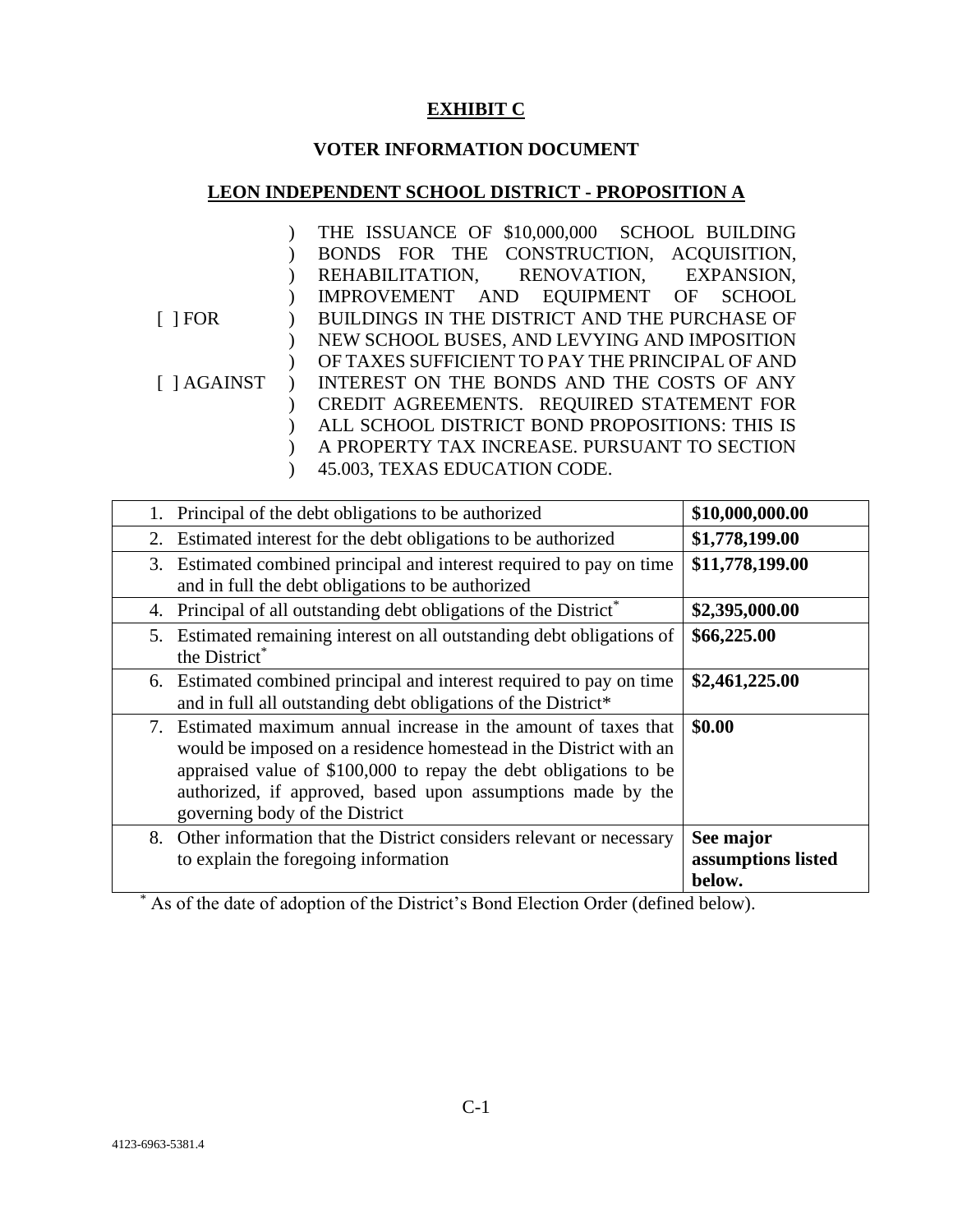# EXHIBIT C

## VOTER INFORMATION DOCUMENT

## LEON INDEPENDENT SCHOOL DISTRICT - PROPOSITION A

[ ] FOR

[ ] AGAINST

THE ISSUANCE OF $10,000,000 SCHOOL BUILDING BONDS FOR THE CONSTRUCTION, ACQUISITION, REHABILITATION, RENOVATION, EXPANSION, IMPROVEMENT AND EQUIPMENT OF SCHOOL BUILDINGS IN THE DISTRICT AND THE PURCHASE OF NEW SCHOOL BUSES, AND LEVYING AND IMPOSITION OF TAXES SUFFICIENT TO PAY THE PRINCIPAL OF AND INTEREST ON THE BONDS AND THE COSTS OF ANY CREDIT AGREEMENTS. REQUIRED STATEMENT FOR ALL SCHOOL DISTRICT BOND PROPOSITIONS: THIS IS A PROPERTY TAX INCREASE. PURSUANT TO SECTION 45.003, TEXAS EDUCATION CODE.

| | |
|---|---|
| 1. Principal of the debt obligations to be authorized | **$10,000,000.00** |
| 2. Estimated interest for the debt obligations to be authorized | **$1,778,199.00** |
| 3. Estimated combined principal and interest required to pay on time and in full the debt obligations to be authorized | **$11,778,199.00** |
| 4. Principal of all outstanding debt obligations of the District* | **$2,395,000.00** |
| 5. Estimated remaining interest on all outstanding debt obligations of the District* | **$66,225.00** |
| 6. Estimated combined principal and interest required to pay on time and in full all outstanding debt obligations of the District* | **$2,461,225.00** |
| 7. Estimated maximum annual increase in the amount of taxes that would be imposed on a residence homestead in the District with an appraised value of $100,000 to repay the debt obligations to be authorized, if approved, based upon assumptions made by the governing body of the District | **$0.00** |
| 8. Other information that the District considers relevant or necessary to explain the foregoing information | **See major assumptions listed below.** |

* As of the date of adoption of the District's Bond Election Order (defined below).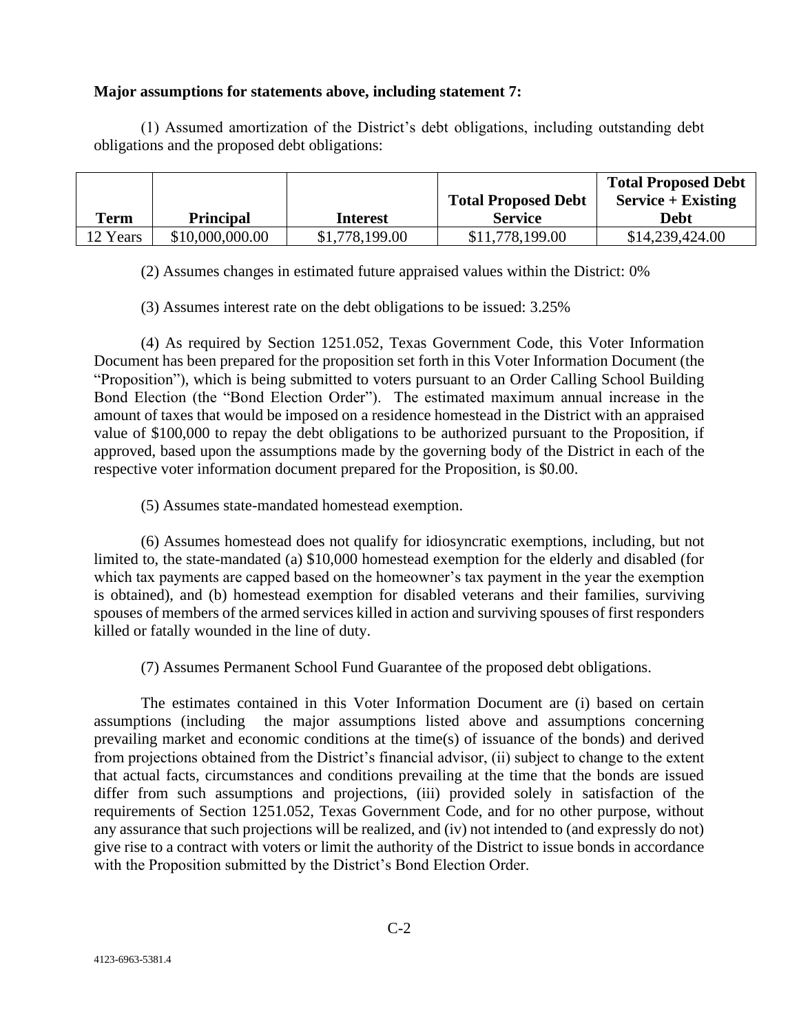**Major assumptions for statements above, including statement 7:**

(1) Assumed amortization of the District's debt obligations, including outstanding debt obligations and the proposed debt obligations:

| Term | Principal | Interest | Total Proposed Debt Service | Total Proposed Debt Service + Existing Debt |
|---|---|---|---|---|
| 12 Years | $10,000,000.00 | $1,778,199.00 | $11,778,199.00 | $14,239,424.00 |

(2) Assumes changes in estimated future appraised values within the District: 0%

(3) Assumes interest rate on the debt obligations to be issued: 3.25%

(4) As required by Section 1251.052, Texas Government Code, this Voter Information Document has been prepared for the proposition set forth in this Voter Information Document (the "Proposition"), which is being submitted to voters pursuant to an Order Calling School Building Bond Election (the "Bond Election Order"). The estimated maximum annual increase in the amount of taxes that would be imposed on a residence homestead in the District with an appraised value of $100,000 to repay the debt obligations to be authorized pursuant to the Proposition, if approved, based upon the assumptions made by the governing body of the District in each of the respective voter information document prepared for the Proposition, is $0.00.

(5) Assumes state-mandated homestead exemption.

(6) Assumes homestead does not qualify for idiosyncratic exemptions, including, but not limited to, the state-mandated (a) $10,000 homestead exemption for the elderly and disabled (for which tax payments are capped based on the homeowner's tax payment in the year the exemption is obtained), and (b) homestead exemption for disabled veterans and their families, surviving spouses of members of the armed services killed in action and surviving spouses of first responders killed or fatally wounded in the line of duty.

(7) Assumes Permanent School Fund Guarantee of the proposed debt obligations.

The estimates contained in this Voter Information Document are (i) based on certain assumptions (including the major assumptions listed above and assumptions concerning prevailing market and economic conditions at the time(s) of issuance of the bonds) and derived from projections obtained from the District's financial advisor, (ii) subject to change to the extent that actual facts, circumstances and conditions prevailing at the time that the bonds are issued differ from such assumptions and projections, (iii) provided solely in satisfaction of the requirements of Section 1251.052, Texas Government Code, and for no other purpose, without any assurance that such projections will be realized, and (iv) not intended to (and expressly do not) give rise to a contract with voters or limit the authority of the District to issue bonds in accordance with the Proposition submitted by the District's Bond Election Order.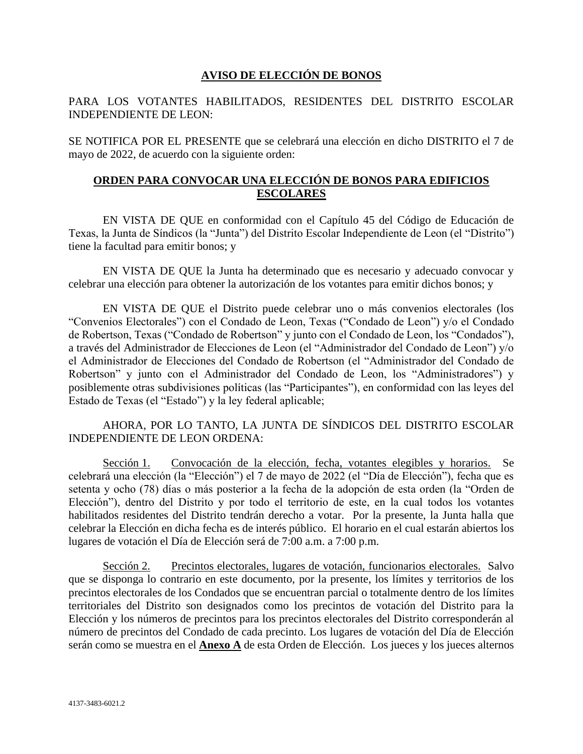## AVISO DE ELECCIÓN DE BONOS

PARA LOS VOTANTES HABILITADOS, RESIDENTES DEL DISTRITO ESCOLAR INDEPENDIENTE DE LEON:

SE NOTIFICA POR EL PRESENTE que se celebrará una elección en dicho DISTRITO el 7 de mayo de 2022, de acuerdo con la siguiente orden:

## ORDEN PARA CONVOCAR UNA ELECCIÓN DE BONOS PARA EDIFICIOS ESCOLARES

EN VISTA DE QUE en conformidad con el Capítulo 45 del Código de Educación de Texas, la Junta de Síndicos (la "Junta") del Distrito Escolar Independiente de Leon (el "Distrito") tiene la facultad para emitir bonos; y

EN VISTA DE QUE la Junta ha determinado que es necesario y adecuado convocar y celebrar una elección para obtener la autorización de los votantes para emitir dichos bonos; y

EN VISTA DE QUE el Distrito puede celebrar uno o más convenios electorales (los "Convenios Electorales") con el Condado de Leon, Texas ("Condado de Leon") y/o el Condado de Robertson, Texas ("Condado de Robertson" y junto con el Condado de Leon, los "Condados"), a través del Administrador de Elecciones de Leon (el "Administrador del Condado de Leon") y/o el Administrador de Elecciones del Condado de Robertson (el "Administrador del Condado de Robertson" y junto con el Administrador del Condado de Leon, los "Administradores") y posiblemente otras subdivisiones políticas (las "Participantes"), en conformidad con las leyes del Estado de Texas (el "Estado") y la ley federal aplicable;

AHORA, POR LO TANTO, LA JUNTA DE SÍNDICOS DEL DISTRITO ESCOLAR INDEPENDIENTE DE LEON ORDENA:

Sección 1. Convocación de la elección, fecha, votantes elegibles y horarios. Se celebrará una elección (la "Elección") el 7 de mayo de 2022 (el "Día de Elección"), fecha que es setenta y ocho (78) días o más posterior a la fecha de la adopción de esta orden (la "Orden de Elección"), dentro del Distrito y por todo el territorio de este, en la cual todos los votantes habilitados residentes del Distrito tendrán derecho a votar. Por la presente, la Junta halla que celebrar la Elección en dicha fecha es de interés público. El horario en el cual estarán abiertos los lugares de votación el Día de Elección será de 7:00 a.m. a 7:00 p.m.

Sección 2. Precintos electorales, lugares de votación, funcionarios electorales. Salvo que se disponga lo contrario en este documento, por la presente, los límites y territorios de los precintos electorales de los Condados que se encuentran parcial o totalmente dentro de los límites territoriales del Distrito son designados como los precintos de votación del Distrito para la Elección y los números de precintos para los precintos electorales del Distrito corresponderán al número de precintos del Condado de cada precinto. Los lugares de votación del Día de Elección serán como se muestra en el **Anexo A** de esta Orden de Elección. Los jueces y los jueces alternos

4137-3483-6021.2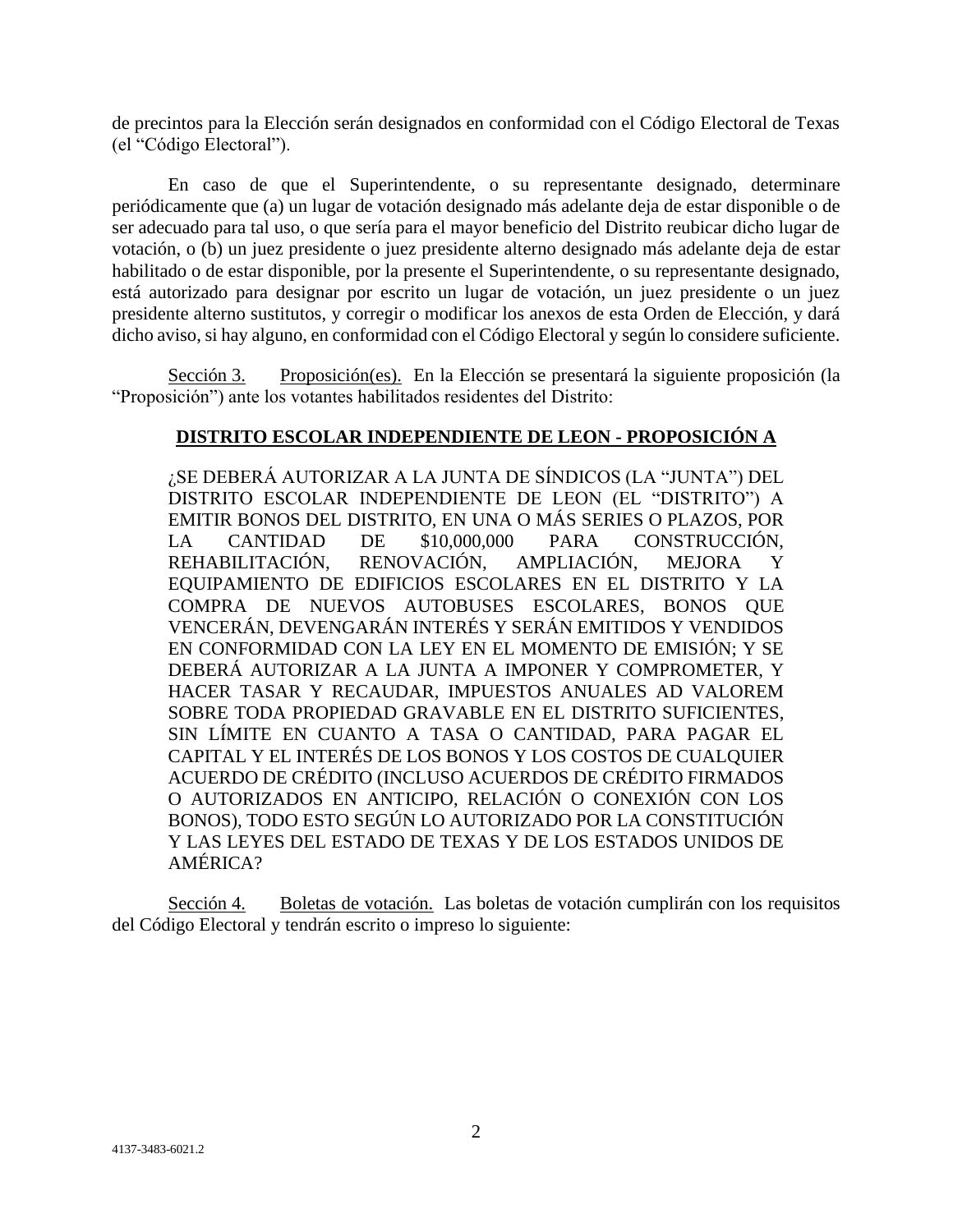de precintos para la Elección serán designados en conformidad con el Código Electoral de Texas (el "Código Electoral").

En caso de que el Superintendente, o su representante designado, determinare periódicamente que (a) un lugar de votación designado más adelante deja de estar disponible o de ser adecuado para tal uso, o que sería para el mayor beneficio del Distrito reubicar dicho lugar de votación, o (b) un juez presidente o juez presidente alterno designado más adelante deja de estar habilitado o de estar disponible, por la presente el Superintendente, o su representante designado, está autorizado para designar por escrito un lugar de votación, un juez presidente o un juez presidente alterno sustitutos, y corregir o modificar los anexos de esta Orden de Elección, y dará dicho aviso, si hay alguno, en conformidad con el Código Electoral y según lo considere suficiente.

Sección 3. Proposición(es). En la Elección se presentará la siguiente proposición (la "Proposición") ante los votantes habilitados residentes del Distrito:

**DISTRITO ESCOLAR INDEPENDIENTE DE LEON - PROPOSICIÓN A**

¿SE DEBERÁ AUTORIZAR A LA JUNTA DE SÍNDICOS (LA "JUNTA") DEL DISTRITO ESCOLAR INDEPENDIENTE DE LEON (EL "DISTRITO") A EMITIR BONOS DEL DISTRITO, EN UNA O MÁS SERIES O PLAZOS, POR LA CANTIDAD DE $10,000,000 PARA CONSTRUCCIÓN, REHABILITACIÓN, RENOVACIÓN, AMPLIACIÓN, MEJORA Y EQUIPAMIENTO DE EDIFICIOS ESCOLARES EN EL DISTRITO Y LA COMPRA DE NUEVOS AUTOBUSES ESCOLARES, BONOS QUE VENCERÁN, DEVENGARÁN INTERÉS Y SERÁN EMITIDOS Y VENDIDOS EN CONFORMIDAD CON LA LEY EN EL MOMENTO DE EMISIÓN; Y SE DEBERÁ AUTORIZAR A LA JUNTA A IMPONER Y COMPROMETER, Y HACER TASAR Y RECAUDAR, IMPUESTOS ANUALES AD VALOREM SOBRE TODA PROPIEDAD GRAVABLE EN EL DISTRITO SUFICIENTES, SIN LÍMITE EN CUANTO A TASA O CANTIDAD, PARA PAGAR EL CAPITAL Y EL INTERÉS DE LOS BONOS Y LOS COSTOS DE CUALQUIER ACUERDO DE CRÉDITO (INCLUSO ACUERDOS DE CRÉDITO FIRMADOS O AUTORIZADOS EN ANTICIPO, RELACIÓN O CONEXIÓN CON LOS BONOS), TODO ESTO SEGÚN LO AUTORIZADO POR LA CONSTITUCIÓN Y LAS LEYES DEL ESTADO DE TEXAS Y DE LOS ESTADOS UNIDOS DE AMÉRICA?

Sección 4. Boletas de votación. Las boletas de votación cumplirán con los requisitos del Código Electoral y tendrán escrito o impreso lo siguiente:

4137-3483-6021.2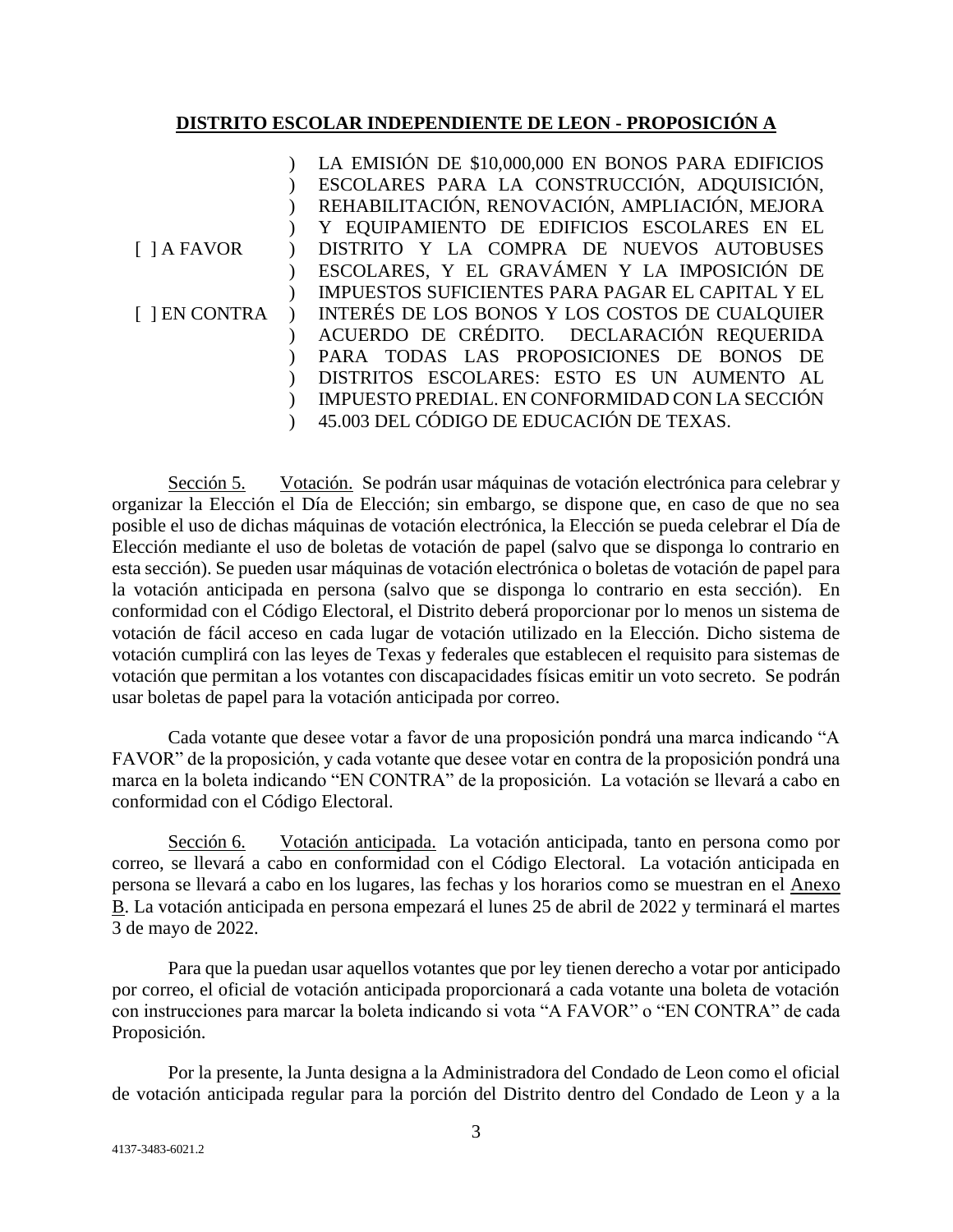## DISTRITO ESCOLAR INDEPENDIENTE DE LEON - PROPOSICIÓN A

| | | |
|---|---|---|
| [ ] A FAVOR<br><br>[ ] EN CONTRA | ) | LA EMISIÓN DE $10,000,000 EN BONOS PARA EDIFICIOS ESCOLARES PARA LA CONSTRUCCIÓN, ADQUISICIÓN, REHABILITACIÓN, RENOVACIÓN, AMPLIACIÓN, MEJORA Y EQUIPAMIENTO DE EDIFICIOS ESCOLARES EN EL DISTRITO Y LA COMPRA DE NUEVOS AUTOBUSES ESCOLARES, Y EL GRAVÁMEN Y LA IMPOSICIÓN DE IMPUESTOS SUFICIENTES PARA PAGAR EL CAPITAL Y EL INTERÉS DE LOS BONOS Y LOS COSTOS DE CUALQUIER ACUERDO DE CRÉDITO. DECLARACIÓN REQUERIDA PARA TODAS LAS PROPOSICIONES DE BONOS DE DISTRITOS ESCOLARES: ESTO ES UN AUMENTO AL IMPUESTO PREDIAL. EN CONFORMIDAD CON LA SECCIÓN 45.003 DEL CÓDIGO DE EDUCACIÓN DE TEXAS. |

Sección 5. Votación. Se podrán usar máquinas de votación electrónica para celebrar y organizar la Elección el Día de Elección; sin embargo, se dispone que, en caso de que no sea posible el uso de dichas máquinas de votación electrónica, la Elección se pueda celebrar el Día de Elección mediante el uso de boletas de votación de papel (salvo que se disponga lo contrario en esta sección). Se pueden usar máquinas de votación electrónica o boletas de votación de papel para la votación anticipada en persona (salvo que se disponga lo contrario en esta sección). En conformidad con el Código Electoral, el Distrito deberá proporcionar por lo menos un sistema de votación de fácil acceso en cada lugar de votación utilizado en la Elección. Dicho sistema de votación cumplirá con las leyes de Texas y federales que establecen el requisito para sistemas de votación que permitan a los votantes con discapacidades físicas emitir un voto secreto. Se podrán usar boletas de papel para la votación anticipada por correo.

Cada votante que desee votar a favor de una proposición pondrá una marca indicando "A FAVOR" de la proposición, y cada votante que desee votar en contra de la proposición pondrá una marca en la boleta indicando "EN CONTRA" de la proposición. La votación se llevará a cabo en conformidad con el Código Electoral.

Sección 6. Votación anticipada. La votación anticipada, tanto en persona como por correo, se llevará a cabo en conformidad con el Código Electoral. La votación anticipada en persona se llevará a cabo en los lugares, las fechas y los horarios como se muestran en el Anexo B. La votación anticipada en persona empezará el lunes 25 de abril de 2022 y terminará el martes 3 de mayo de 2022.

Para que la puedan usar aquellos votantes que por ley tienen derecho a votar por anticipado por correo, el oficial de votación anticipada proporcionará a cada votante una boleta de votación con instrucciones para marcar la boleta indicando si vota "A FAVOR" o "EN CONTRA" de cada Proposición.

Por la presente, la Junta designa a la Administradora del Condado de Leon como el oficial de votación anticipada regular para la porción del Distrito dentro del Condado de Leon y a la

4137-3483-6021.2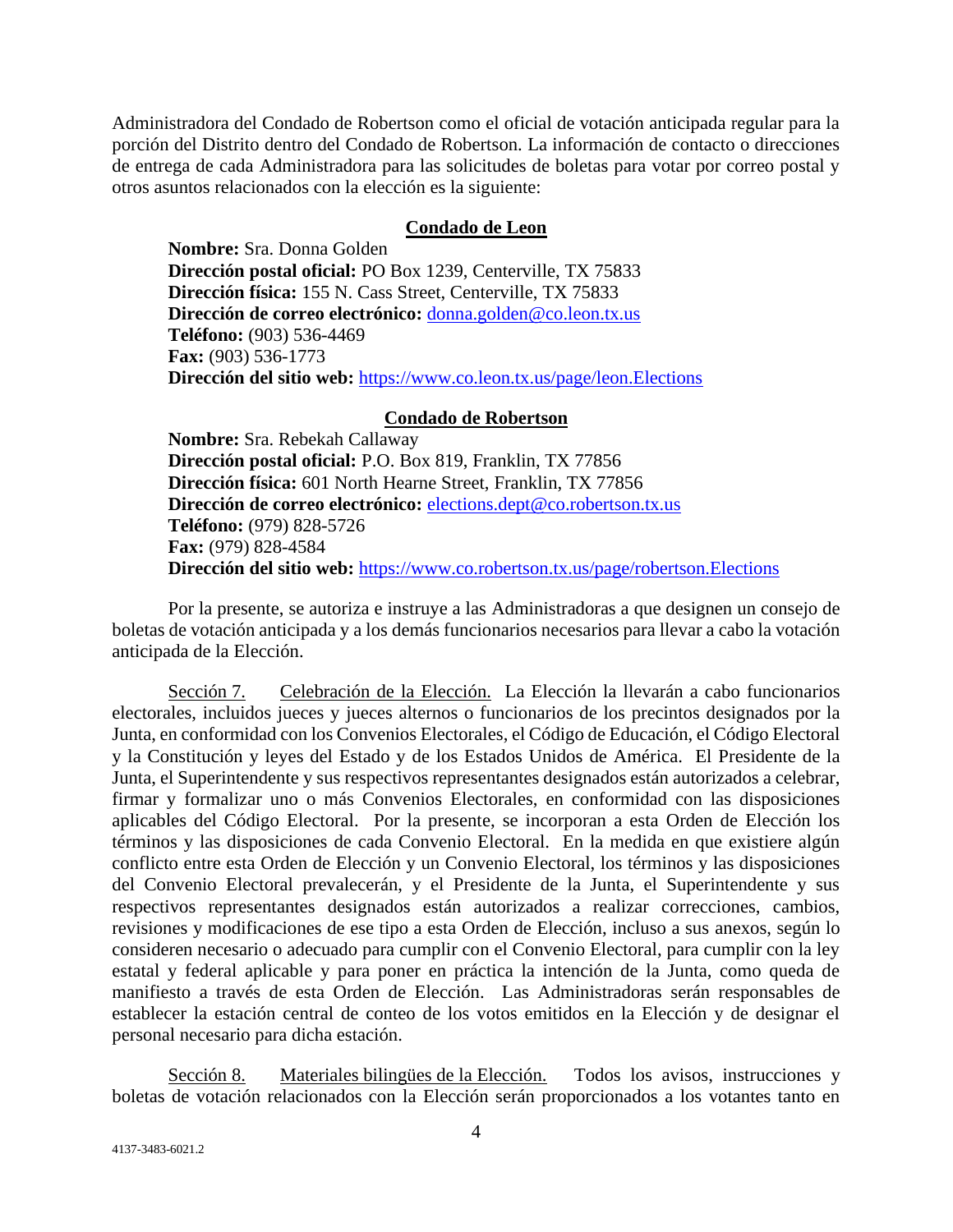Administradora del Condado de Robertson como el oficial de votación anticipada regular para la porción del Distrito dentro del Condado de Robertson. La información de contacto o direcciones de entrega de cada Administradora para las solicitudes de boletas para votar por correo postal y otros asuntos relacionados con la elección es la siguiente:

**Condado de Leon**

**Nombre:** Sra. Donna Golden
**Dirección postal oficial:** PO Box 1239, Centerville, TX 75833
**Dirección física:** 155 N. Cass Street, Centerville, TX 75833
**Dirección de correo electrónico:** donna.golden@co.leon.tx.us
**Teléfono:** (903) 536-4469
**Fax:** (903) 536-1773
**Dirección del sitio web:** https://www.co.leon.tx.us/page/leon.Elections

**Condado de Robertson**

**Nombre:** Sra. Rebekah Callaway
**Dirección postal oficial:** P.O. Box 819, Franklin, TX 77856
**Dirección física:** 601 North Hearne Street, Franklin, TX 77856
**Dirección de correo electrónico:** elections.dept@co.robertson.tx.us
**Teléfono:** (979) 828-5726
**Fax:** (979) 828-4584
**Dirección del sitio web:** https://www.co.robertson.tx.us/page/robertson.Elections

Por la presente, se autoriza e instruye a las Administradoras a que designen un consejo de boletas de votación anticipada y a los demás funcionarios necesarios para llevar a cabo la votación anticipada de la Elección.

Sección 7. Celebración de la Elección. La Elección la llevarán a cabo funcionarios electorales, incluidos jueces y jueces alternos o funcionarios de los precintos designados por la Junta, en conformidad con los Convenios Electorales, el Código de Educación, el Código Electoral y la Constitución y leyes del Estado y de los Estados Unidos de América. El Presidente de la Junta, el Superintendente y sus respectivos representantes designados están autorizados a celebrar, firmar y formalizar uno o más Convenios Electorales, en conformidad con las disposiciones aplicables del Código Electoral. Por la presente, se incorporan a esta Orden de Elección los términos y las disposiciones de cada Convenio Electoral. En la medida en que existiere algún conflicto entre esta Orden de Elección y un Convenio Electoral, los términos y las disposiciones del Convenio Electoral prevalecerán, y el Presidente de la Junta, el Superintendente y sus respectivos representantes designados están autorizados a realizar correcciones, cambios, revisiones y modificaciones de ese tipo a esta Orden de Elección, incluso a sus anexos, según lo consideren necesario o adecuado para cumplir con el Convenio Electoral, para cumplir con la ley estatal y federal aplicable y para poner en práctica la intención de la Junta, como queda de manifiesto a través de esta Orden de Elección. Las Administradoras serán responsables de establecer la estación central de conteo de los votos emitidos en la Elección y de designar el personal necesario para dicha estación.

Sección 8. Materiales bilingües de la Elección. Todos los avisos, instrucciones y boletas de votación relacionados con la Elección serán proporcionados a los votantes tanto en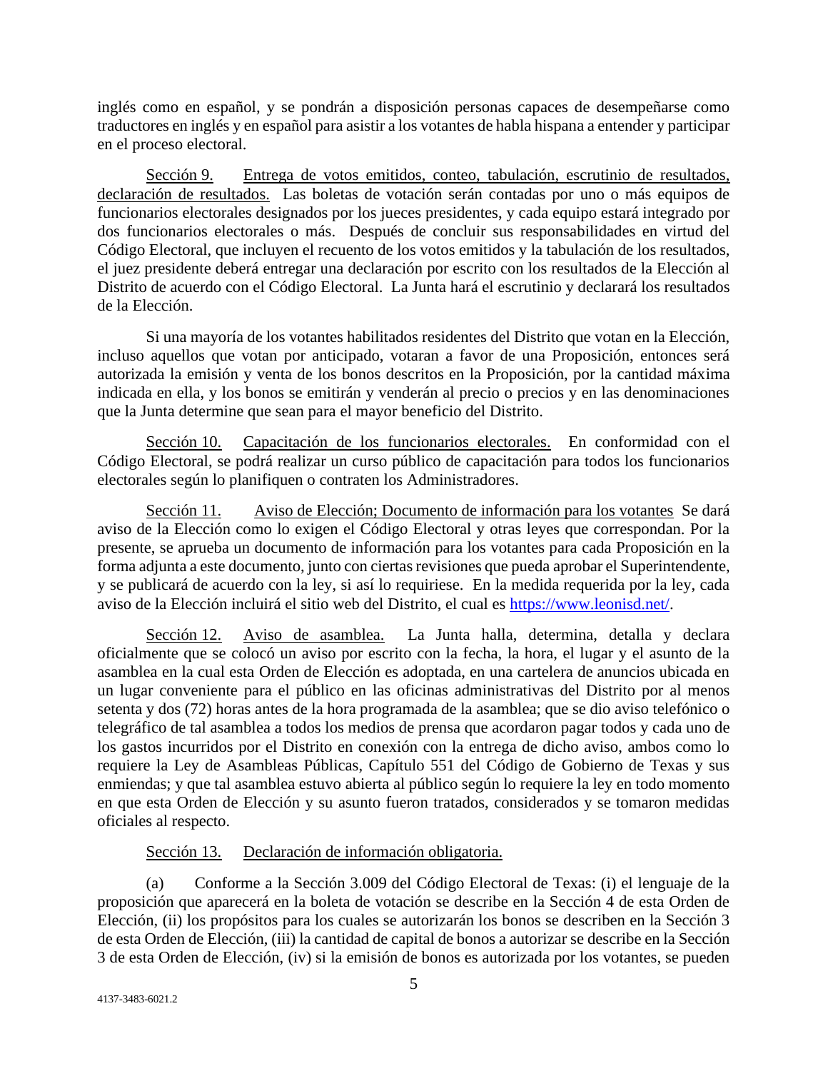inglés como en español, y se pondrán a disposición personas capaces de desempeñarse como traductores en inglés y en español para asistir a los votantes de habla hispana a entender y participar en el proceso electoral.

Sección 9. Entrega de votos emitidos, conteo, tabulación, escrutinio de resultados, declaración de resultados. Las boletas de votación serán contadas por uno o más equipos de funcionarios electorales designados por los jueces presidentes, y cada equipo estará integrado por dos funcionarios electorales o más. Después de concluir sus responsabilidades en virtud del Código Electoral, que incluyen el recuento de los votos emitidos y la tabulación de los resultados, el juez presidente deberá entregar una declaración por escrito con los resultados de la Elección al Distrito de acuerdo con el Código Electoral. La Junta hará el escrutinio y declarará los resultados de la Elección.

Si una mayoría de los votantes habilitados residentes del Distrito que votan en la Elección, incluso aquellos que votan por anticipado, votaran a favor de una Proposición, entonces será autorizada la emisión y venta de los bonos descritos en la Proposición, por la cantidad máxima indicada en ella, y los bonos se emitirán y venderán al precio o precios y en las denominaciones que la Junta determine que sean para el mayor beneficio del Distrito.

Sección 10. Capacitación de los funcionarios electorales. En conformidad con el Código Electoral, se podrá realizar un curso público de capacitación para todos los funcionarios electorales según lo planifiquen o contraten los Administradores.

Sección 11. Aviso de Elección; Documento de información para los votantes Se dará aviso de la Elección como lo exigen el Código Electoral y otras leyes que correspondan. Por la presente, se aprueba un documento de información para los votantes para cada Proposición en la forma adjunta a este documento, junto con ciertas revisiones que pueda aprobar el Superintendente, y se publicará de acuerdo con la ley, si así lo requiriese. En la medida requerida por la ley, cada aviso de la Elección incluirá el sitio web del Distrito, el cual es https://www.leonisd.net/.

Sección 12. Aviso de asamblea. La Junta halla, determina, detalla y declara oficialmente que se colocó un aviso por escrito con la fecha, la hora, el lugar y el asunto de la asamblea en la cual esta Orden de Elección es adoptada, en una cartelera de anuncios ubicada en un lugar conveniente para el público en las oficinas administrativas del Distrito por al menos setenta y dos (72) horas antes de la hora programada de la asamblea; que se dio aviso telefónico o telegráfico de tal asamblea a todos los medios de prensa que acordaron pagar todos y cada uno de los gastos incurridos por el Distrito en conexión con la entrega de dicho aviso, ambos como lo requiere la Ley de Asambleas Públicas, Capítulo 551 del Código de Gobierno de Texas y sus enmiendas; y que tal asamblea estuvo abierta al público según lo requiere la ley en todo momento en que esta Orden de Elección y su asunto fueron tratados, considerados y se tomaron medidas oficiales al respecto.

Sección 13. Declaración de información obligatoria.

(a) Conforme a la Sección 3.009 del Código Electoral de Texas: (i) el lenguaje de la proposición que aparecerá en la boleta de votación se describe en la Sección 4 de esta Orden de Elección, (ii) los propósitos para los cuales se autorizarán los bonos se describen en la Sección 3 de esta Orden de Elección, (iii) la cantidad de capital de bonos a autorizar se describe en la Sección 3 de esta Orden de Elección, (iv) si la emisión de bonos es autorizada por los votantes, se pueden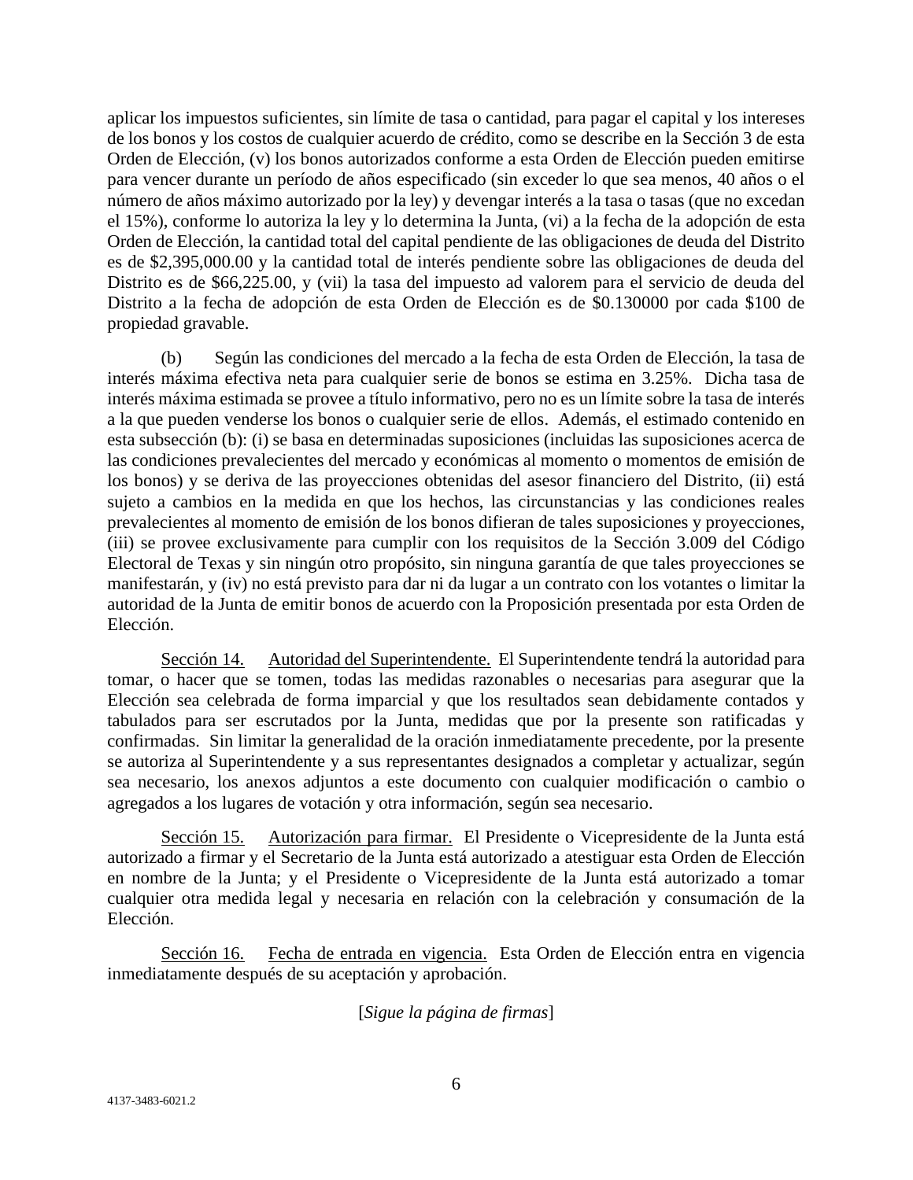aplicar los impuestos suficientes, sin límite de tasa o cantidad, para pagar el capital y los intereses de los bonos y los costos de cualquier acuerdo de crédito, como se describe en la Sección 3 de esta Orden de Elección, (v) los bonos autorizados conforme a esta Orden de Elección pueden emitirse para vencer durante un período de años especificado (sin exceder lo que sea menos, 40 años o el número de años máximo autorizado por la ley) y devengar interés a la tasa o tasas (que no excedan el 15%), conforme lo autoriza la ley y lo determina la Junta, (vi) a la fecha de la adopción de esta Orden de Elección, la cantidad total del capital pendiente de las obligaciones de deuda del Distrito es de $2,395,000.00 y la cantidad total de interés pendiente sobre las obligaciones de deuda del Distrito es de $66,225.00, y (vii) la tasa del impuesto ad valorem para el servicio de deuda del Distrito a la fecha de adopción de esta Orden de Elección es de $0.130000 por cada $100 de propiedad gravable.

(b) Según las condiciones del mercado a la fecha de esta Orden de Elección, la tasa de interés máxima efectiva neta para cualquier serie de bonos se estima en 3.25%. Dicha tasa de interés máxima estimada se provee a título informativo, pero no es un límite sobre la tasa de interés a la que pueden venderse los bonos o cualquier serie de ellos. Además, el estimado contenido en esta subsección (b): (i) se basa en determinadas suposiciones (incluidas las suposiciones acerca de las condiciones prevalecientes del mercado y económicas al momento o momentos de emisión de los bonos) y se deriva de las proyecciones obtenidas del asesor financiero del Distrito, (ii) está sujeto a cambios en la medida en que los hechos, las circunstancias y las condiciones reales prevalecientes al momento de emisión de los bonos difieran de tales suposiciones y proyecciones, (iii) se provee exclusivamente para cumplir con los requisitos de la Sección 3.009 del Código Electoral de Texas y sin ningún otro propósito, sin ninguna garantía de que tales proyecciones se manifestarán, y (iv) no está previsto para dar ni da lugar a un contrato con los votantes o limitar la autoridad de la Junta de emitir bonos de acuerdo con la Proposición presentada por esta Orden de Elección.

Sección 14. Autoridad del Superintendente. El Superintendente tendrá la autoridad para tomar, o hacer que se tomen, todas las medidas razonables o necesarias para asegurar que la Elección sea celebrada de forma imparcial y que los resultados sean debidamente contados y tabulados para ser escrutados por la Junta, medidas que por la presente son ratificadas y confirmadas. Sin limitar la generalidad de la oración inmediatamente precedente, por la presente se autoriza al Superintendente y a sus representantes designados a completar y actualizar, según sea necesario, los anexos adjuntos a este documento con cualquier modificación o cambio o agregados a los lugares de votación y otra información, según sea necesario.

Sección 15. Autorización para firmar. El Presidente o Vicepresidente de la Junta está autorizado a firmar y el Secretario de la Junta está autorizado a atestiguar esta Orden de Elección en nombre de la Junta; y el Presidente o Vicepresidente de la Junta está autorizado a tomar cualquier otra medida legal y necesaria en relación con la celebración y consumación de la Elección.

Sección 16. Fecha de entrada en vigencia. Esta Orden de Elección entra en vigencia inmediatamente después de su aceptación y aprobación.

[*Sigue la página de firmas*]

4137-3483-6021.2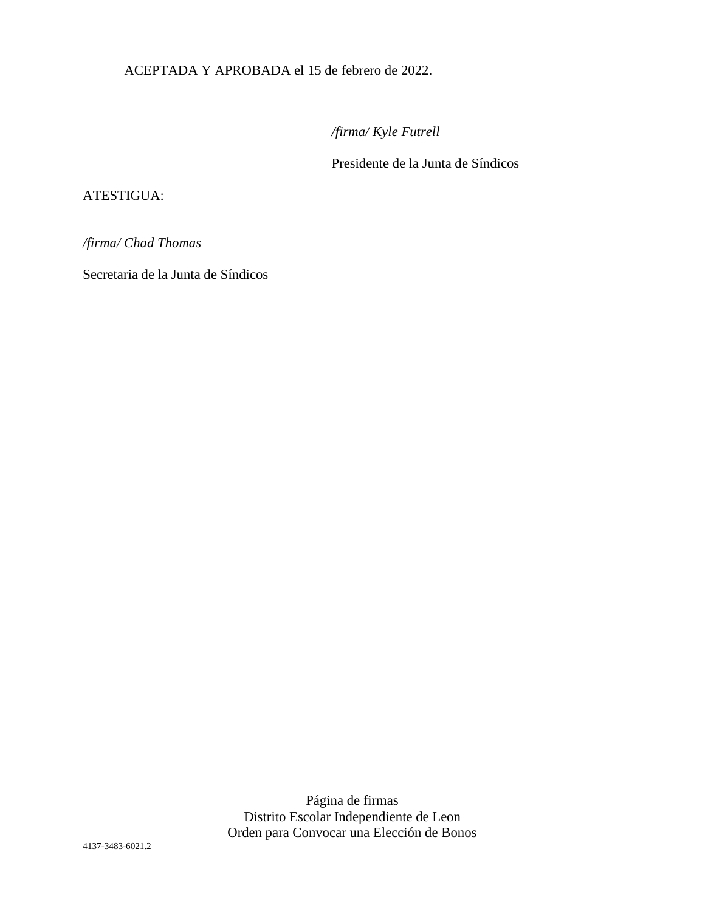ACEPTADA Y APROBADA el 15 de febrero de 2022.

*/firma/ Kyle Futrell*

\_\_\_\_\_\_\_\_\_\_\_\_\_\_\_\_\_\_\_\_\_\_\_\_\_\_\_\_\_\_\_\_

Presidente de la Junta de Síndicos

ATESTIGUA:

*/firma/ Chad Thomas*

\_\_\_\_\_\_\_\_\_\_\_\_\_\_\_\_\_\_\_\_\_\_\_\_\_\_\_\_\_\_\_\_

Secretaria de la Junta de Síndicos

Página de firmas
Distrito Escolar Independiente de Leon
Orden para Convocar una Elección de Bonos

4137-3483-6021.2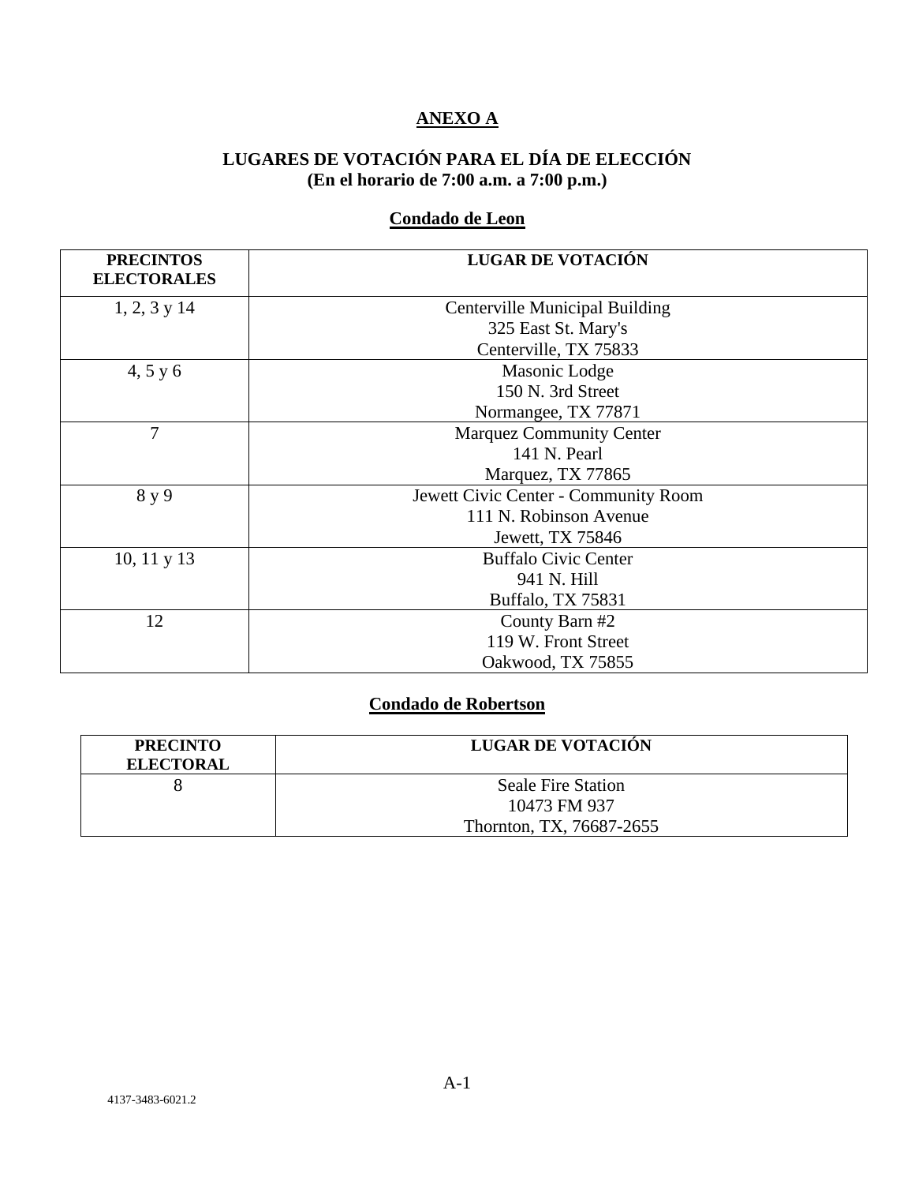# ANEXO A

## LUGARES DE VOTACIÓN PARA EL DÍA DE ELECCIÓN
**(En el horario de 7:00 a.m. a 7:00 p.m.)**

### Condado de Leon

| PRECINTOS ELECTORALES | LUGAR DE VOTACIÓN |
|---|---|
| 1, 2, 3 y 14 | Centerville Municipal Building<br>325 East St. Mary's<br>Centerville, TX 75833 |
| 4, 5 y 6 | Masonic Lodge<br>150 N. 3rd Street<br>Normangee, TX 77871 |
| 7 | Marquez Community Center<br>141 N. Pearl<br>Marquez, TX 77865 |
| 8 y 9 | Jewett Civic Center - Community Room<br>111 N. Robinson Avenue<br>Jewett, TX 75846 |
| 10, 11 y 13 | Buffalo Civic Center<br>941 N. Hill<br>Buffalo, TX 75831 |
| 12 | County Barn #2<br>119 W. Front Street<br>Oakwood, TX 75855 |

### Condado de Robertson

| PRECINTO ELECTORAL | LUGAR DE VOTACIÓN |
|---|---|
| 8 | Seale Fire Station<br>10473 FM 937<br>Thornton, TX, 76687-2655 |

4137-3483-6021.2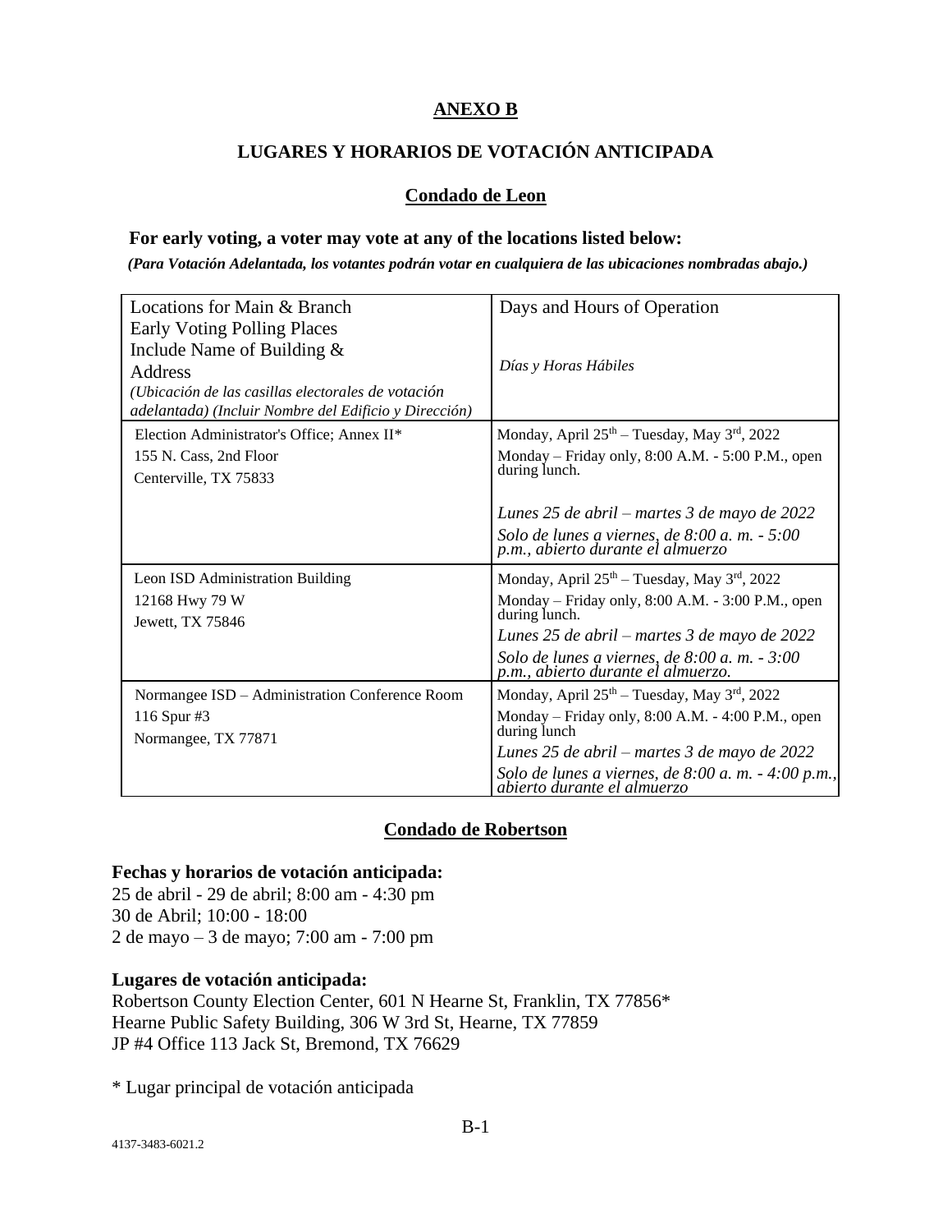# ANEXO B

## LUGARES Y HORARIOS DE VOTACIÓN ANTICIPADA

### Condado de Leon

**For early voting, a voter may vote at any of the locations listed below:**

***(Para Votación Adelantada, los votantes podrán votar en cualquiera de las ubicaciones nombradas abajo.)***

| Locations for Main & Branch Early Voting Polling Places Include Name of Building & Address *(Ubicación de las casillas electorales de votación adelantada) (Incluir Nombre del Edificio y Dirección)* | Days and Hours of Operation *Días y Horas Hábiles* |
|---|---|
| Election Administrator's Office; Annex II* 155 N. Cass, 2nd Floor Centerville, TX 75833 | Monday, April 25th – Tuesday, May 3rd, 2022 Monday – Friday only, 8:00 A.M. - 5:00 P.M., open during lunch. *Lunes 25 de abril – martes 3 de mayo de 2022* *Solo de lunes a viernes, de 8:00 a. m. - 5:00 p.m., abierto durante el almuerzo* |
| Leon ISD Administration Building 12168 Hwy 79 W Jewett, TX 75846 | Monday, April 25th – Tuesday, May 3rd, 2022 Monday – Friday only, 8:00 A.M. - 3:00 P.M., open during lunch. *Lunes 25 de abril – martes 3 de mayo de 2022* *Solo de lunes a viernes, de 8:00 a. m. - 3:00 p.m., abierto durante el almuerzo.* |
| Normangee ISD – Administration Conference Room 116 Spur #3 Normangee, TX 77871 | Monday, April 25th – Tuesday, May 3rd, 2022 Monday – Friday only, 8:00 A.M. - 4:00 P.M., open during lunch *Lunes 25 de abril – martes 3 de mayo de 2022* *Solo de lunes a viernes, de 8:00 a. m. - 4:00 p.m., abierto durante el almuerzo* |

### Condado de Robertson

**Fechas y horarios de votación anticipada:**
25 de abril - 29 de abril; 8:00 am - 4:30 pm
30 de Abril; 10:00 - 18:00
2 de mayo – 3 de mayo; 7:00 am - 7:00 pm

**Lugares de votación anticipada:**
Robertson County Election Center, 601 N Hearne St, Franklin, TX 77856*
Hearne Public Safety Building, 306 W 3rd St, Hearne, TX 77859
JP #4 Office 113 Jack St, Bremond, TX 76629

\* Lugar principal de votación anticipada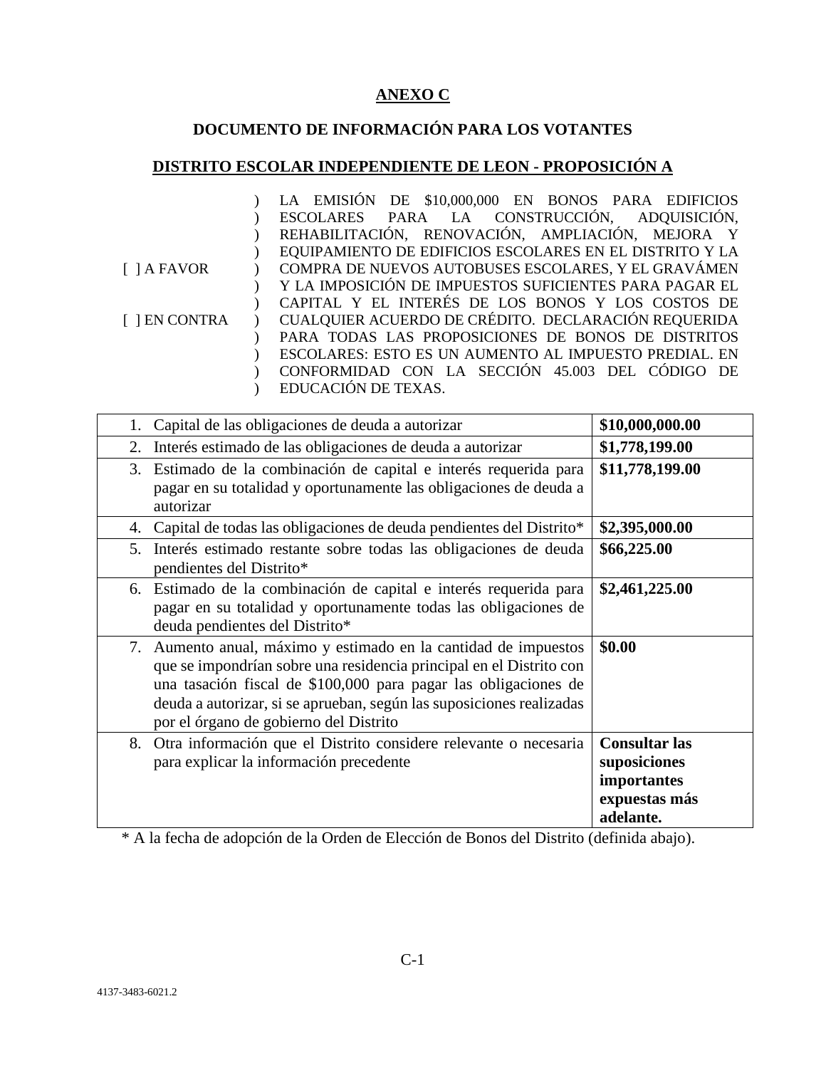**ANEXO C**

**DOCUMENTO DE INFORMACIÓN PARA LOS VOTANTES**

**DISTRITO ESCOLAR INDEPENDIENTE DE LEON - PROPOSICIÓN A**

| | |
|---|---|
| [ ] A FAVOR<br><br>[ ] EN CONTRA | LA EMISIÓN DE $10,000,000 EN BONOS PARA EDIFICIOS ESCOLARES PARA LA CONSTRUCCIÓN, ADQUISICIÓN, REHABILITACIÓN, RENOVACIÓN, AMPLIACIÓN, MEJORA Y EQUIPAMIENTO DE EDIFICIOS ESCOLARES EN EL DISTRITO Y LA COMPRA DE NUEVOS AUTOBUSES ESCOLARES, Y EL GRAVÁMEN Y LA IMPOSICIÓN DE IMPUESTOS SUFICIENTES PARA PAGAR EL CAPITAL Y EL INTERÉS DE LOS BONOS Y LOS COSTOS DE CUALQUIER ACUERDO DE CRÉDITO. DECLARACIÓN REQUERIDA PARA TODAS LAS PROPOSICIONES DE BONOS DE DISTRITOS ESCOLARES: ESTO ES UN AUMENTO AL IMPUESTO PREDIAL. EN CONFORMIDAD CON LA SECCIÓN 45.003 DEL CÓDIGO DE EDUCACIÓN DE TEXAS. |

| | |
|---|---|
| 1. Capital de las obligaciones de deuda a autorizar | **$10,000,000.00** |
| 2. Interés estimado de las obligaciones de deuda a autorizar | **$1,778,199.00** |
| 3. Estimado de la combinación de capital e interés requerida para pagar en su totalidad y oportunamente las obligaciones de deuda a autorizar | **$11,778,199.00** |
| 4. Capital de todas las obligaciones de deuda pendientes del Distrito* | **$2,395,000.00** |
| 5. Interés estimado restante sobre todas las obligaciones de deuda pendientes del Distrito* | **$66,225.00** |
| 6. Estimado de la combinación de capital e interés requerida para pagar en su totalidad y oportunamente todas las obligaciones de deuda pendientes del Distrito* | **$2,461,225.00** |
| 7. Aumento anual, máximo y estimado en la cantidad de impuestos que se impondrían sobre una residencia principal en el Distrito con una tasación fiscal de $100,000 para pagar las obligaciones de deuda a autorizar, si se aprueban, según las suposiciones realizadas por el órgano de gobierno del Distrito | **$0.00** |
| 8. Otra información que el Distrito considere relevante o necesaria para explicar la información precedente | **Consultar las suposiciones importantes expuestas más adelante.** |

* A la fecha de adopción de la Orden de Elección de Bonos del Distrito (definida abajo).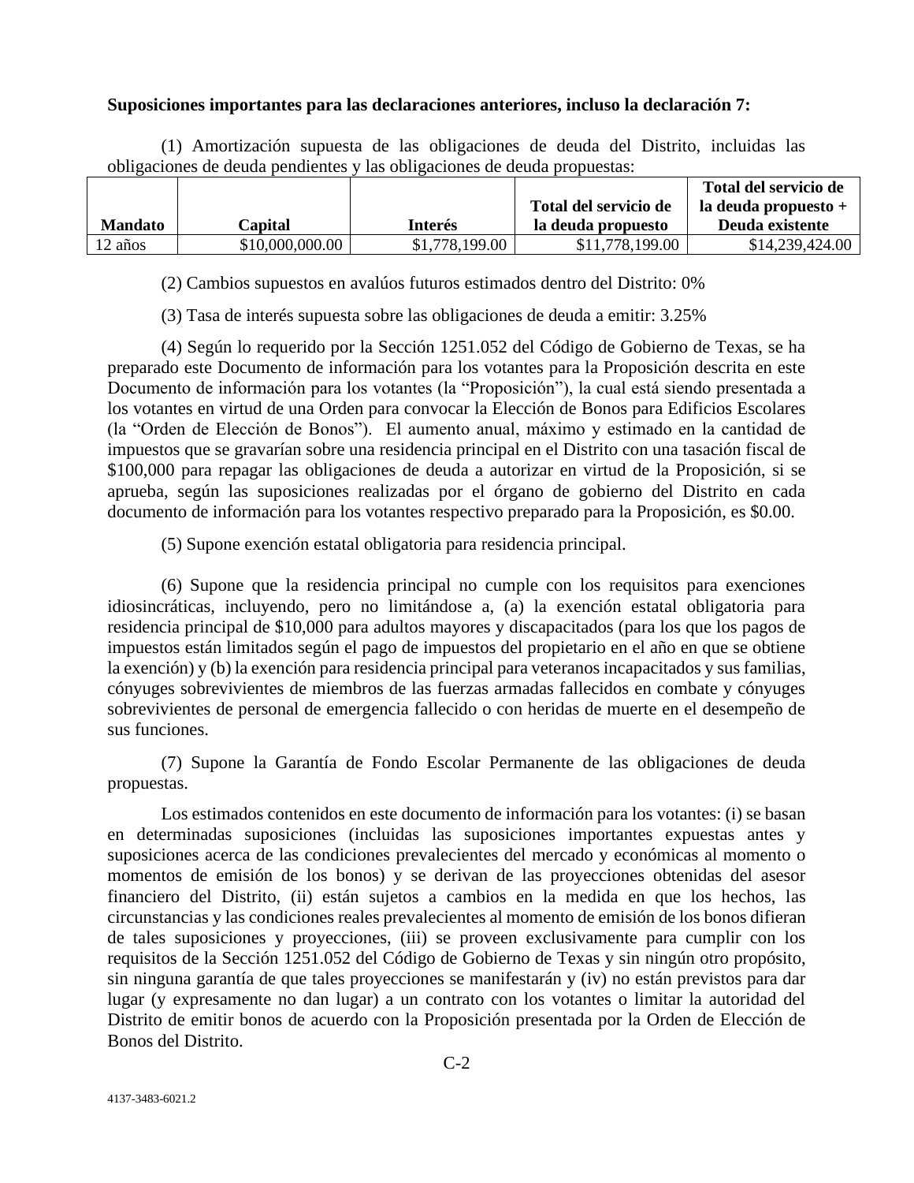**Suposiciones importantes para las declaraciones anteriores, incluso la declaración 7:**

(1) Amortización supuesta de las obligaciones de deuda del Distrito, incluidas las obligaciones de deuda pendientes y las obligaciones de deuda propuestas:

| Mandato | Capital | Interés | Total del servicio de la deuda propuesto | Total del servicio de la deuda propuesto + Deuda existente |
|---|---|---|---|---|
| 12 años | $10,000,000.00 | $1,778,199.00 | $11,778,199.00 | $14,239,424.00 |

(2) Cambios supuestos en avalúos futuros estimados dentro del Distrito: 0%

(3) Tasa de interés supuesta sobre las obligaciones de deuda a emitir: 3.25%

(4) Según lo requerido por la Sección 1251.052 del Código de Gobierno de Texas, se ha preparado este Documento de información para los votantes para la Proposición descrita en este Documento de información para los votantes (la "Proposición"), la cual está siendo presentada a los votantes en virtud de una Orden para convocar la Elección de Bonos para Edificios Escolares (la "Orden de Elección de Bonos"). El aumento anual, máximo y estimado en la cantidad de impuestos que se gravarían sobre una residencia principal en el Distrito con una tasación fiscal de $100,000 para repagar las obligaciones de deuda a autorizar en virtud de la Proposición, si se aprueba, según las suposiciones realizadas por el órgano de gobierno del Distrito en cada documento de información para los votantes respectivo preparado para la Proposición, es $0.00.

(5) Supone exención estatal obligatoria para residencia principal.

(6) Supone que la residencia principal no cumple con los requisitos para exenciones idiosincráticas, incluyendo, pero no limitándose a, (a) la exención estatal obligatoria para residencia principal de $10,000 para adultos mayores y discapacitados (para los que los pagos de impuestos están limitados según el pago de impuestos del propietario en el año en que se obtiene la exención) y (b) la exención para residencia principal para veteranos incapacitados y sus familias, cónyuges sobrevivientes de miembros de las fuerzas armadas fallecidos en combate y cónyuges sobrevivientes de personal de emergencia fallecido o con heridas de muerte en el desempeño de sus funciones.

(7) Supone la Garantía de Fondo Escolar Permanente de las obligaciones de deuda propuestas.

Los estimados contenidos en este documento de información para los votantes: (i) se basan en determinadas suposiciones (incluidas las suposiciones importantes expuestas antes y suposiciones acerca de las condiciones prevalecientes del mercado y económicas al momento o momentos de emisión de los bonos) y se derivan de las proyecciones obtenidas del asesor financiero del Distrito, (ii) están sujetos a cambios en la medida en que los hechos, las circunstancias y las condiciones reales prevalecientes al momento de emisión de los bonos difieran de tales suposiciones y proyecciones, (iii) se proveen exclusivamente para cumplir con los requisitos de la Sección 1251.052 del Código de Gobierno de Texas y sin ningún otro propósito, sin ninguna garantía de que tales proyecciones se manifestarán y (iv) no están previstos para dar lugar (y expresamente no dan lugar) a un contrato con los votantes o limitar la autoridad del Distrito de emitir bonos de acuerdo con la Proposición presentada por la Orden de Elección de Bonos del Distrito.